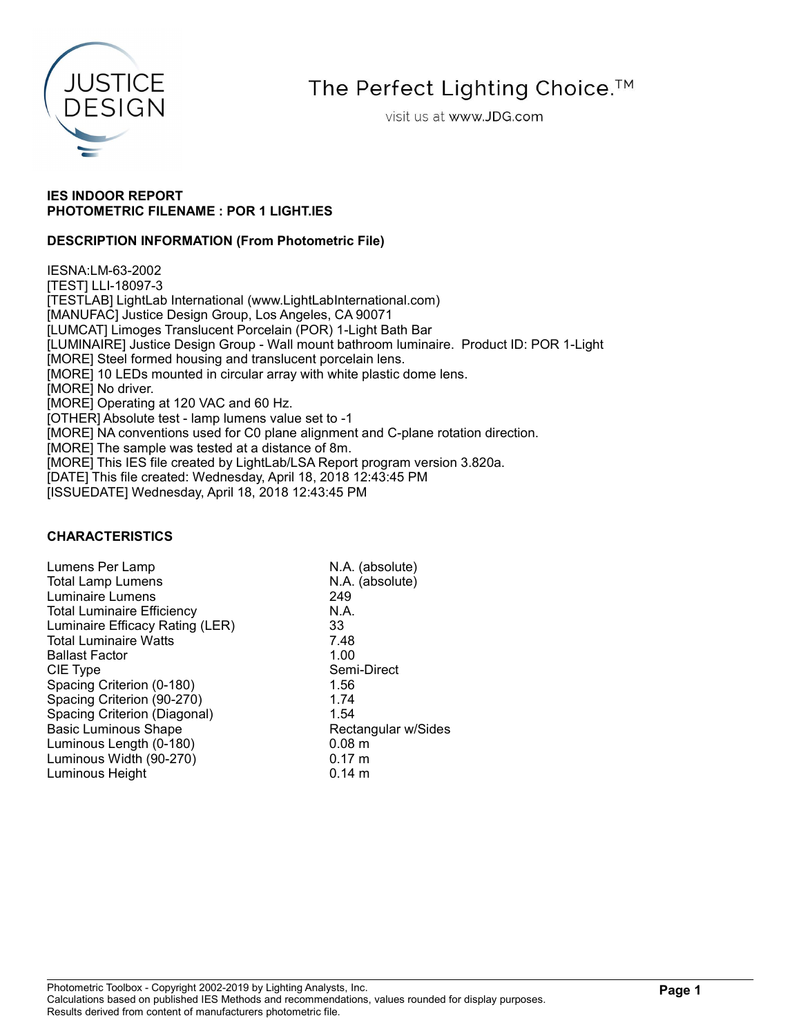The Perfect Lighting Choice.™

visit us at www.JDG.com

**IES INDOOR REPORT**
**PHOTOMETRIC FILENAME : POR 1 LIGHT.IES**

**DESCRIPTION INFORMATION (From Photometric File)**

IESNA:LM-63-2002
[TEST] LLI-18097-3
[TESTLAB] LightLab International (www.LightLabInternational.com)
[MANUFAC] Justice Design Group, Los Angeles, CA 90071
[LUMCAT] Limoges Translucent Porcelain (POR) 1-Light Bath Bar
[LUMINAIRE] Justice Design Group - Wall mount bathroom luminaire. Product ID: POR 1-Light
[MORE] Steel formed housing and translucent porcelain lens.
[MORE] 10 LEDs mounted in circular array with white plastic dome lens.
[MORE] No driver.
[MORE] Operating at 120 VAC and 60 Hz.
[OTHER] Absolute test - lamp lumens value set to -1
[MORE] NA conventions used for C0 plane alignment and C-plane rotation direction.
[MORE] The sample was tested at a distance of 8m.
[MORE] This IES file created by LightLab/LSA Report program version 3.820a.
[DATE] This file created: Wednesday, April 18, 2018 12:43:45 PM
[ISSUEDATE] Wednesday, April 18, 2018 12:43:45 PM

**CHARACTERISTICS**

| | |
|---|---|
| Lumens Per Lamp | N.A. (absolute) |
| Total Lamp Lumens | N.A. (absolute) |
| Luminaire Lumens | 249 |
| Total Luminaire Efficiency | N.A. |
| Luminaire Efficacy Rating (LER) | 33 |
| Total Luminaire Watts | 7.48 |
| Ballast Factor | 1.00 |
| CIE Type | Semi-Direct |
| Spacing Criterion (0-180) | 1.56 |
| Spacing Criterion (90-270) | 1.74 |
| Spacing Criterion (Diagonal) | 1.54 |
| Basic Luminous Shape | Rectangular w/Sides |
| Luminous Length (0-180) | 0.08 m |
| Luminous Width (90-270) | 0.17 m |
| Luminous Height | 0.14 m |

Photometric Toolbox - Copyright 2002-2019 by Lighting Analysts, Inc.
Calculations based on published IES Methods and recommendations, values rounded for display purposes.
Results derived from content of manufacturers photometric file.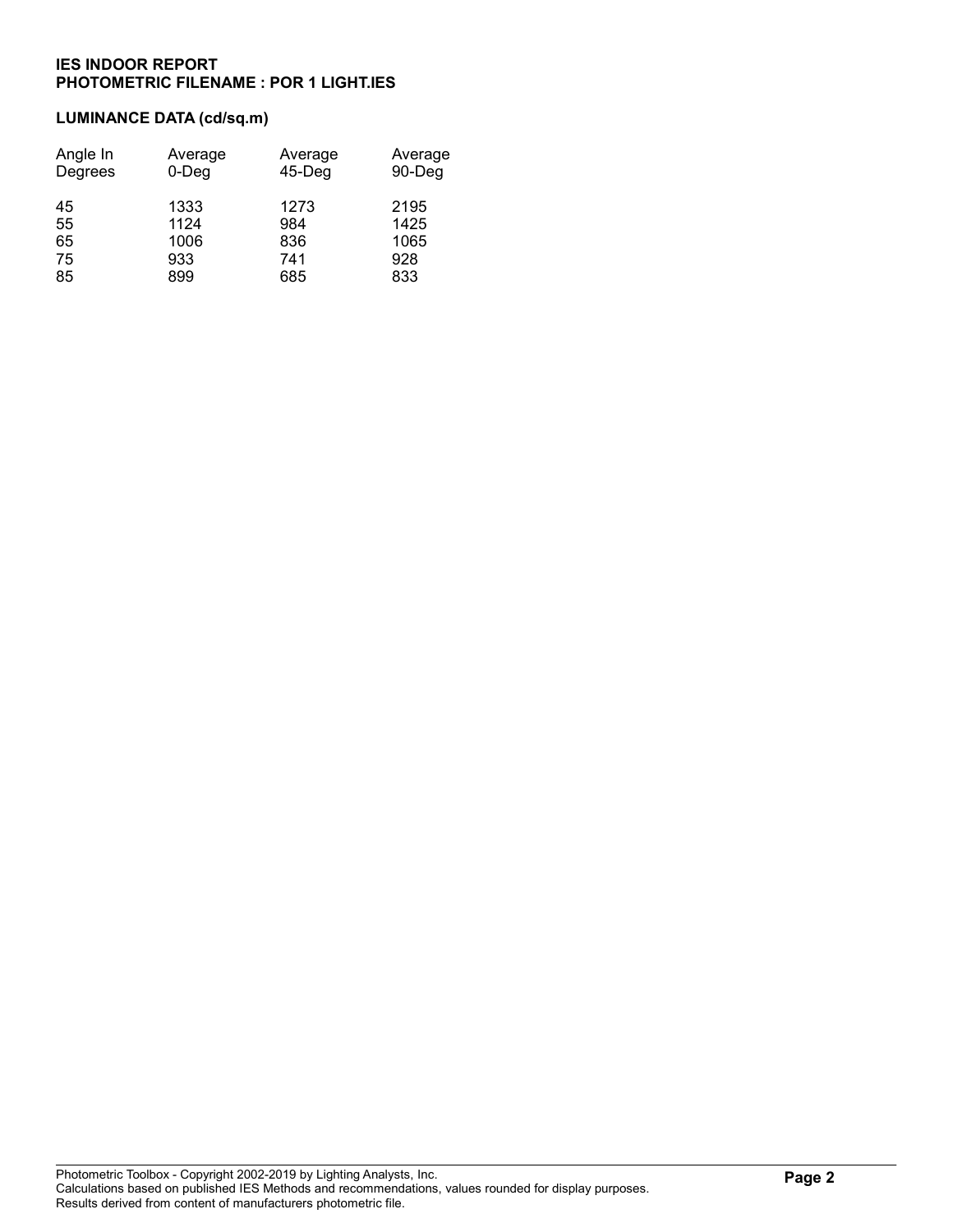**IES INDOOR REPORT**
**PHOTOMETRIC FILENAME : POR 1 LIGHT.IES**

**LUMINANCE DATA (cd/sq.m)**

| Angle In Degrees | Average 0-Deg | Average 45-Deg | Average 90-Deg |
|---|---|---|---|
| 45 | 1333 | 1273 | 2195 |
| 55 | 1124 | 984 | 1425 |
| 65 | 1006 | 836 | 1065 |
| 75 | 933 | 741 | 928 |
| 85 | 899 | 685 | 833 |

Photometric Toolbox - Copyright 2002-2019 by Lighting Analysts, Inc.
Calculations based on published IES Methods and recommendations, values rounded for display purposes.
Results derived from content of manufacturers photometric file.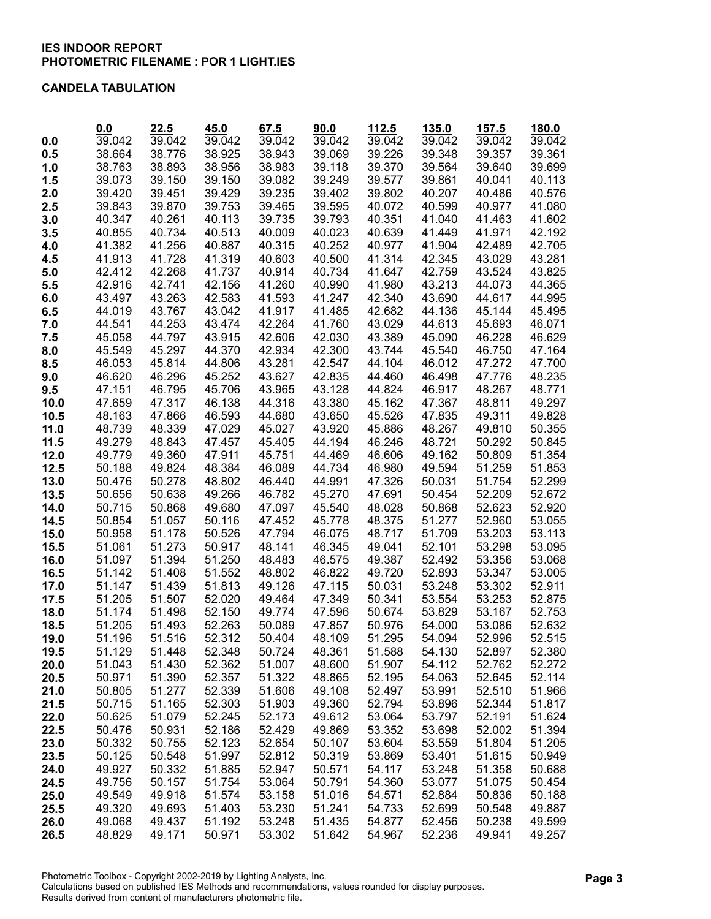**IES INDOOR REPORT**
**PHOTOMETRIC FILENAME : POR 1 LIGHT.IES**

**CANDELA TABULATION**

| | 0.0 | 22.5 | 45.0 | 67.5 | 90.0 | 112.5 | 135.0 | 157.5 | 180.0 |
|---|---|---|---|---|---|---|---|---|---|
| 0.0 | 39.042 | 39.042 | 39.042 | 39.042 | 39.042 | 39.042 | 39.042 | 39.042 | 39.042 |
| 0.5 | 38.664 | 38.776 | 38.925 | 38.943 | 39.069 | 39.226 | 39.348 | 39.357 | 39.361 |
| 1.0 | 38.763 | 38.893 | 38.956 | 38.983 | 39.118 | 39.370 | 39.564 | 39.640 | 39.699 |
| 1.5 | 39.073 | 39.150 | 39.150 | 39.082 | 39.249 | 39.577 | 39.861 | 40.041 | 40.113 |
| 2.0 | 39.420 | 39.451 | 39.429 | 39.235 | 39.402 | 39.802 | 40.207 | 40.486 | 40.576 |
| 2.5 | 39.843 | 39.870 | 39.753 | 39.465 | 39.595 | 40.072 | 40.599 | 40.977 | 41.080 |
| 3.0 | 40.347 | 40.261 | 40.113 | 39.735 | 39.793 | 40.351 | 41.040 | 41.463 | 41.602 |
| 3.5 | 40.855 | 40.734 | 40.513 | 40.009 | 40.023 | 40.639 | 41.449 | 41.971 | 42.192 |
| 4.0 | 41.382 | 41.256 | 40.887 | 40.315 | 40.252 | 40.977 | 41.904 | 42.489 | 42.705 |
| 4.5 | 41.913 | 41.728 | 41.319 | 40.603 | 40.500 | 41.314 | 42.345 | 43.029 | 43.281 |
| 5.0 | 42.412 | 42.268 | 41.737 | 40.914 | 40.734 | 41.647 | 42.759 | 43.524 | 43.825 |
| 5.5 | 42.916 | 42.741 | 42.156 | 41.260 | 40.990 | 41.980 | 43.213 | 44.073 | 44.365 |
| 6.0 | 43.497 | 43.263 | 42.583 | 41.593 | 41.247 | 42.340 | 43.690 | 44.617 | 44.995 |
| 6.5 | 44.019 | 43.767 | 43.042 | 41.917 | 41.485 | 42.682 | 44.136 | 45.144 | 45.495 |
| 7.0 | 44.541 | 44.253 | 43.474 | 42.264 | 41.760 | 43.029 | 44.613 | 45.693 | 46.071 |
| 7.5 | 45.058 | 44.797 | 43.915 | 42.606 | 42.030 | 43.389 | 45.090 | 46.228 | 46.629 |
| 8.0 | 45.549 | 45.297 | 44.370 | 42.934 | 42.300 | 43.744 | 45.540 | 46.750 | 47.164 |
| 8.5 | 46.053 | 45.814 | 44.806 | 43.281 | 42.547 | 44.104 | 46.012 | 47.272 | 47.700 |
| 9.0 | 46.620 | 46.296 | 45.252 | 43.627 | 42.835 | 44.460 | 46.498 | 47.776 | 48.235 |
| 9.5 | 47.151 | 46.795 | 45.706 | 43.965 | 43.128 | 44.824 | 46.917 | 48.267 | 48.771 |
| 10.0 | 47.659 | 47.317 | 46.138 | 44.316 | 43.380 | 45.162 | 47.367 | 48.811 | 49.297 |
| 10.5 | 48.163 | 47.866 | 46.593 | 44.680 | 43.650 | 45.526 | 47.835 | 49.311 | 49.828 |
| 11.0 | 48.739 | 48.339 | 47.029 | 45.027 | 43.920 | 45.886 | 48.267 | 49.810 | 50.355 |
| 11.5 | 49.279 | 48.843 | 47.457 | 45.405 | 44.194 | 46.246 | 48.721 | 50.292 | 50.845 |
| 12.0 | 49.779 | 49.360 | 47.911 | 45.751 | 44.469 | 46.606 | 49.162 | 50.809 | 51.354 |
| 12.5 | 50.188 | 49.824 | 48.384 | 46.089 | 44.734 | 46.980 | 49.594 | 51.259 | 51.853 |
| 13.0 | 50.476 | 50.278 | 48.802 | 46.440 | 44.991 | 47.326 | 50.031 | 51.754 | 52.299 |
| 13.5 | 50.656 | 50.638 | 49.266 | 46.782 | 45.270 | 47.691 | 50.454 | 52.209 | 52.672 |
| 14.0 | 50.715 | 50.868 | 49.680 | 47.097 | 45.540 | 48.028 | 50.868 | 52.623 | 52.920 |
| 14.5 | 50.854 | 51.057 | 50.116 | 47.452 | 45.778 | 48.375 | 51.277 | 52.960 | 53.055 |
| 15.0 | 50.958 | 51.178 | 50.526 | 47.794 | 46.075 | 48.717 | 51.709 | 53.203 | 53.113 |
| 15.5 | 51.061 | 51.273 | 50.917 | 48.141 | 46.345 | 49.041 | 52.101 | 53.298 | 53.095 |
| 16.0 | 51.097 | 51.394 | 51.250 | 48.483 | 46.575 | 49.387 | 52.492 | 53.356 | 53.068 |
| 16.5 | 51.142 | 51.408 | 51.552 | 48.802 | 46.822 | 49.720 | 52.893 | 53.347 | 53.005 |
| 17.0 | 51.147 | 51.439 | 51.813 | 49.126 | 47.115 | 50.031 | 53.248 | 53.302 | 52.911 |
| 17.5 | 51.205 | 51.507 | 52.020 | 49.464 | 47.349 | 50.341 | 53.554 | 53.253 | 52.875 |
| 18.0 | 51.174 | 51.498 | 52.150 | 49.774 | 47.596 | 50.674 | 53.829 | 53.167 | 52.753 |
| 18.5 | 51.205 | 51.493 | 52.263 | 50.089 | 47.857 | 50.976 | 54.000 | 53.086 | 52.632 |
| 19.0 | 51.196 | 51.516 | 52.312 | 50.404 | 48.109 | 51.295 | 54.094 | 52.996 | 52.515 |
| 19.5 | 51.129 | 51.448 | 52.348 | 50.724 | 48.361 | 51.588 | 54.130 | 52.897 | 52.380 |
| 20.0 | 51.043 | 51.430 | 52.362 | 51.007 | 48.600 | 51.907 | 54.112 | 52.762 | 52.272 |
| 20.5 | 50.971 | 51.390 | 52.357 | 51.322 | 48.865 | 52.195 | 54.063 | 52.645 | 52.114 |
| 21.0 | 50.805 | 51.277 | 52.339 | 51.606 | 49.108 | 52.497 | 53.991 | 52.510 | 51.966 |
| 21.5 | 50.715 | 51.165 | 52.303 | 51.903 | 49.360 | 52.794 | 53.896 | 52.344 | 51.817 |
| 22.0 | 50.625 | 51.079 | 52.245 | 52.173 | 49.612 | 53.064 | 53.797 | 52.191 | 51.624 |
| 22.5 | 50.476 | 50.931 | 52.186 | 52.429 | 49.869 | 53.352 | 53.698 | 52.002 | 51.394 |
| 23.0 | 50.332 | 50.755 | 52.123 | 52.654 | 50.107 | 53.604 | 53.559 | 51.804 | 51.205 |
| 23.5 | 50.125 | 50.548 | 51.997 | 52.812 | 50.319 | 53.869 | 53.401 | 51.615 | 50.949 |
| 24.0 | 49.927 | 50.332 | 51.885 | 52.947 | 50.571 | 54.117 | 53.248 | 51.358 | 50.688 |
| 24.5 | 49.756 | 50.157 | 51.754 | 53.064 | 50.791 | 54.360 | 53.077 | 51.075 | 50.454 |
| 25.0 | 49.549 | 49.918 | 51.574 | 53.158 | 51.016 | 54.571 | 52.884 | 50.836 | 50.188 |
| 25.5 | 49.320 | 49.693 | 51.403 | 53.230 | 51.241 | 54.733 | 52.699 | 50.548 | 49.887 |
| 26.0 | 49.068 | 49.437 | 51.192 | 53.248 | 51.435 | 54.877 | 52.456 | 50.238 | 49.599 |
| 26.5 | 48.829 | 49.171 | 50.971 | 53.302 | 51.642 | 54.967 | 52.236 | 49.941 | 49.257 |

Photometric Toolbox - Copyright 2002-2019 by Lighting Analysts, Inc.
Calculations based on published IES Methods and recommendations, values rounded for display purposes.
Results derived from content of manufacturers photometric file.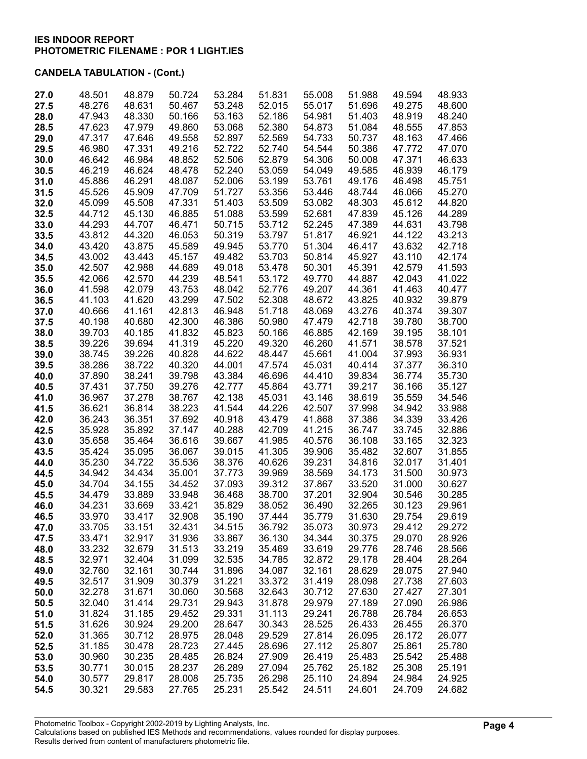**IES INDOOR REPORT**
**PHOTOMETRIC FILENAME : POR 1 LIGHT.IES**

**CANDELA TABULATION - (Cont.)**

| | | | | | | | | | |
|---|---|---|---|---|---|---|---|---|---|
| **27.0** | 48.501 | 48.879 | 50.724 | 53.284 | 51.831 | 55.008 | 51.988 | 49.594 | 48.933 |
| **27.5** | 48.276 | 48.631 | 50.467 | 53.248 | 52.015 | 55.017 | 51.696 | 49.275 | 48.600 |
| **28.0** | 47.943 | 48.330 | 50.166 | 53.163 | 52.186 | 54.981 | 51.403 | 48.919 | 48.240 |
| **28.5** | 47.623 | 47.979 | 49.860 | 53.068 | 52.380 | 54.873 | 51.084 | 48.555 | 47.853 |
| **29.0** | 47.317 | 47.646 | 49.558 | 52.897 | 52.569 | 54.733 | 50.737 | 48.163 | 47.466 |
| **29.5** | 46.980 | 47.331 | 49.216 | 52.722 | 52.740 | 54.544 | 50.386 | 47.772 | 47.070 |
| **30.0** | 46.642 | 46.984 | 48.852 | 52.506 | 52.879 | 54.306 | 50.008 | 47.371 | 46.633 |
| **30.5** | 46.219 | 46.624 | 48.478 | 52.240 | 53.059 | 54.049 | 49.585 | 46.939 | 46.179 |
| **31.0** | 45.886 | 46.291 | 48.087 | 52.006 | 53.199 | 53.761 | 49.176 | 46.498 | 45.751 |
| **31.5** | 45.526 | 45.909 | 47.709 | 51.727 | 53.356 | 53.446 | 48.744 | 46.066 | 45.270 |
| **32.0** | 45.099 | 45.508 | 47.331 | 51.403 | 53.509 | 53.082 | 48.303 | 45.612 | 44.820 |
| **32.5** | 44.712 | 45.130 | 46.885 | 51.088 | 53.599 | 52.681 | 47.839 | 45.126 | 44.289 |
| **33.0** | 44.293 | 44.707 | 46.471 | 50.715 | 53.712 | 52.245 | 47.389 | 44.631 | 43.798 |
| **33.5** | 43.812 | 44.320 | 46.053 | 50.319 | 53.797 | 51.817 | 46.921 | 44.122 | 43.213 |
| **34.0** | 43.420 | 43.875 | 45.589 | 49.945 | 53.770 | 51.304 | 46.417 | 43.632 | 42.718 |
| **34.5** | 43.002 | 43.443 | 45.157 | 49.482 | 53.703 | 50.814 | 45.927 | 43.110 | 42.174 |
| **35.0** | 42.507 | 42.988 | 44.689 | 49.018 | 53.478 | 50.301 | 45.391 | 42.579 | 41.593 |
| **35.5** | 42.066 | 42.570 | 44.239 | 48.541 | 53.172 | 49.770 | 44.887 | 42.043 | 41.022 |
| **36.0** | 41.598 | 42.079 | 43.753 | 48.042 | 52.776 | 49.207 | 44.361 | 41.463 | 40.477 |
| **36.5** | 41.103 | 41.620 | 43.299 | 47.502 | 52.308 | 48.672 | 43.825 | 40.932 | 39.879 |
| **37.0** | 40.666 | 41.161 | 42.813 | 46.948 | 51.718 | 48.069 | 43.276 | 40.374 | 39.307 |
| **37.5** | 40.198 | 40.680 | 42.300 | 46.386 | 50.980 | 47.479 | 42.718 | 39.780 | 38.700 |
| **38.0** | 39.703 | 40.185 | 41.832 | 45.823 | 50.166 | 46.885 | 42.169 | 39.195 | 38.101 |
| **38.5** | 39.226 | 39.694 | 41.319 | 45.220 | 49.320 | 46.260 | 41.571 | 38.578 | 37.521 |
| **39.0** | 38.745 | 39.226 | 40.828 | 44.622 | 48.447 | 45.661 | 41.004 | 37.993 | 36.931 |
| **39.5** | 38.286 | 38.722 | 40.320 | 44.001 | 47.574 | 45.031 | 40.414 | 37.377 | 36.310 |
| **40.0** | 37.890 | 38.241 | 39.798 | 43.384 | 46.696 | 44.410 | 39.834 | 36.774 | 35.730 |
| **40.5** | 37.431 | 37.750 | 39.276 | 42.777 | 45.864 | 43.771 | 39.217 | 36.166 | 35.127 |
| **41.0** | 36.967 | 37.278 | 38.767 | 42.138 | 45.031 | 43.146 | 38.619 | 35.559 | 34.546 |
| **41.5** | 36.621 | 36.814 | 38.223 | 41.544 | 44.226 | 42.507 | 37.998 | 34.942 | 33.988 |
| **42.0** | 36.243 | 36.351 | 37.692 | 40.918 | 43.479 | 41.868 | 37.386 | 34.339 | 33.426 |
| **42.5** | 35.928 | 35.892 | 37.147 | 40.288 | 42.709 | 41.215 | 36.747 | 33.745 | 32.886 |
| **43.0** | 35.658 | 35.464 | 36.616 | 39.667 | 41.985 | 40.576 | 36.108 | 33.165 | 32.323 |
| **43.5** | 35.424 | 35.095 | 36.067 | 39.015 | 41.305 | 39.906 | 35.482 | 32.607 | 31.855 |
| **44.0** | 35.230 | 34.722 | 35.536 | 38.376 | 40.626 | 39.231 | 34.816 | 32.017 | 31.401 |
| **44.5** | 34.942 | 34.434 | 35.001 | 37.773 | 39.969 | 38.569 | 34.173 | 31.500 | 30.973 |
| **45.0** | 34.704 | 34.155 | 34.452 | 37.093 | 39.312 | 37.867 | 33.520 | 31.000 | 30.627 |
| **45.5** | 34.479 | 33.889 | 33.948 | 36.468 | 38.700 | 37.201 | 32.904 | 30.546 | 30.285 |
| **46.0** | 34.231 | 33.669 | 33.421 | 35.829 | 38.052 | 36.490 | 32.265 | 30.123 | 29.961 |
| **46.5** | 33.970 | 33.417 | 32.908 | 35.190 | 37.444 | 35.779 | 31.630 | 29.754 | 29.619 |
| **47.0** | 33.705 | 33.151 | 32.431 | 34.515 | 36.792 | 35.073 | 30.973 | 29.412 | 29.272 |
| **47.5** | 33.471 | 32.917 | 31.936 | 33.867 | 36.130 | 34.344 | 30.375 | 29.070 | 28.926 |
| **48.0** | 33.232 | 32.679 | 31.513 | 33.219 | 35.469 | 33.619 | 29.776 | 28.746 | 28.566 |
| **48.5** | 32.971 | 32.404 | 31.099 | 32.535 | 34.785 | 32.872 | 29.178 | 28.404 | 28.264 |
| **49.0** | 32.760 | 32.161 | 30.744 | 31.896 | 34.087 | 32.161 | 28.629 | 28.075 | 27.940 |
| **49.5** | 32.517 | 31.909 | 30.379 | 31.221 | 33.372 | 31.419 | 28.098 | 27.738 | 27.603 |
| **50.0** | 32.278 | 31.671 | 30.060 | 30.568 | 32.643 | 30.712 | 27.630 | 27.427 | 27.301 |
| **50.5** | 32.040 | 31.414 | 29.731 | 29.943 | 31.878 | 29.979 | 27.189 | 27.090 | 26.986 |
| **51.0** | 31.824 | 31.185 | 29.452 | 29.331 | 31.113 | 29.241 | 26.788 | 26.784 | 26.653 |
| **51.5** | 31.626 | 30.924 | 29.200 | 28.647 | 30.343 | 28.525 | 26.433 | 26.455 | 26.370 |
| **52.0** | 31.365 | 30.712 | 28.975 | 28.048 | 29.529 | 27.814 | 26.095 | 26.172 | 26.077 |
| **52.5** | 31.185 | 30.478 | 28.723 | 27.445 | 28.696 | 27.112 | 25.807 | 25.861 | 25.780 |
| **53.0** | 30.960 | 30.235 | 28.485 | 26.824 | 27.909 | 26.419 | 25.483 | 25.542 | 25.488 |
| **53.5** | 30.771 | 30.015 | 28.237 | 26.289 | 27.094 | 25.762 | 25.182 | 25.308 | 25.191 |
| **54.0** | 30.577 | 29.817 | 28.008 | 25.735 | 26.298 | 25.110 | 24.894 | 24.984 | 24.925 |
| **54.5** | 30.321 | 29.583 | 27.765 | 25.231 | 25.542 | 24.511 | 24.601 | 24.709 | 24.682 |

Photometric Toolbox - Copyright 2002-2019 by Lighting Analysts, Inc.
Calculations based on published IES Methods and recommendations, values rounded for display purposes.
Results derived from content of manufacturers photometric file.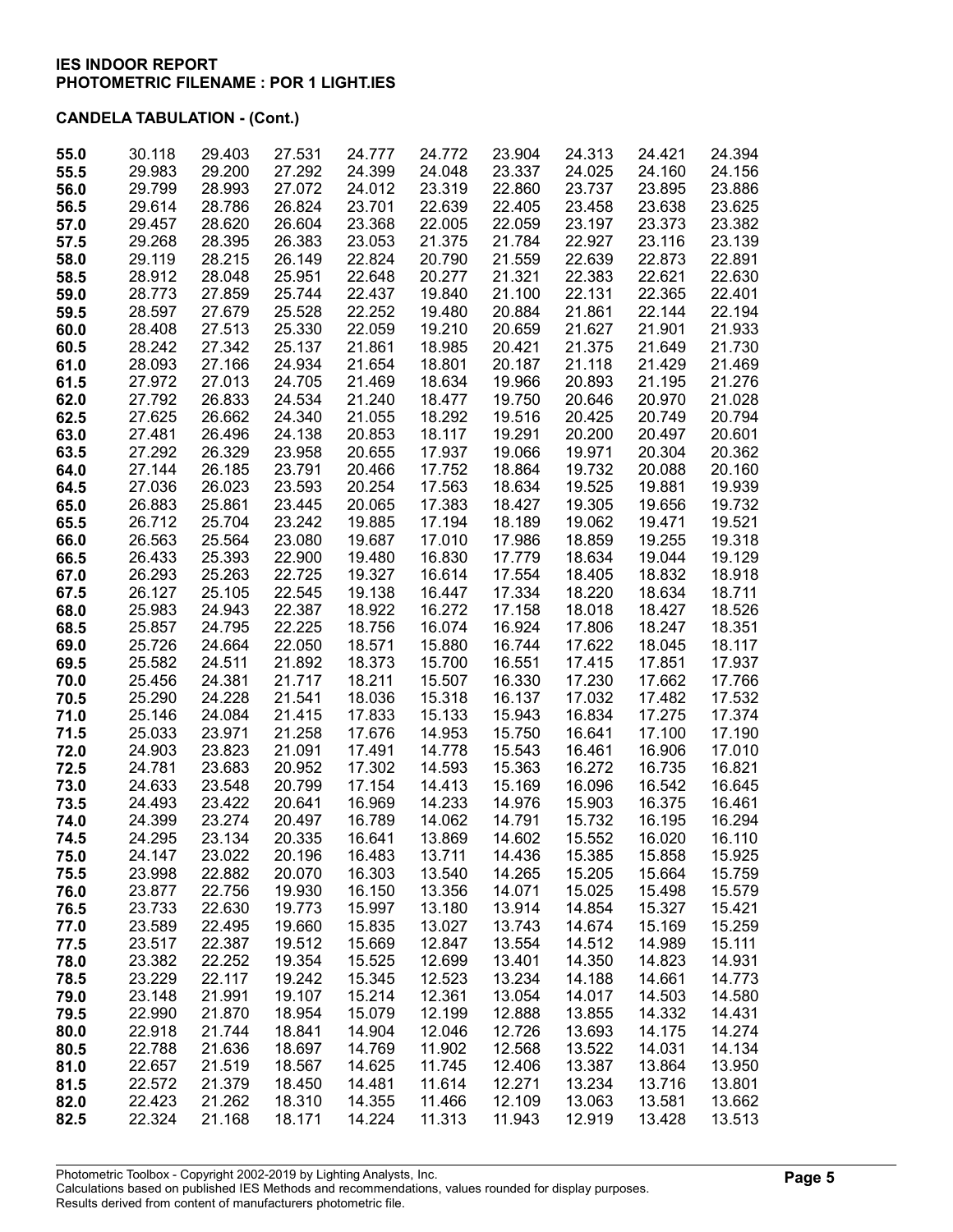**IES INDOOR REPORT**
**PHOTOMETRIC FILENAME : POR 1 LIGHT.IES**

**CANDELA TABULATION - (Cont.)**

| | | | | | | | | | |
|---|---|---|---|---|---|---|---|---|---|
| **55.0** | 30.118 | 29.403 | 27.531 | 24.777 | 24.772 | 23.904 | 24.313 | 24.421 | 24.394 |
| **55.5** | 29.983 | 29.200 | 27.292 | 24.399 | 24.048 | 23.337 | 24.025 | 24.160 | 24.156 |
| **56.0** | 29.799 | 28.993 | 27.072 | 24.012 | 23.319 | 22.860 | 23.737 | 23.895 | 23.886 |
| **56.5** | 29.614 | 28.786 | 26.824 | 23.701 | 22.639 | 22.405 | 23.458 | 23.638 | 23.625 |
| **57.0** | 29.457 | 28.620 | 26.604 | 23.368 | 22.005 | 22.059 | 23.197 | 23.373 | 23.382 |
| **57.5** | 29.268 | 28.395 | 26.383 | 23.053 | 21.375 | 21.784 | 22.927 | 23.116 | 23.139 |
| **58.0** | 29.119 | 28.215 | 26.149 | 22.824 | 20.790 | 21.559 | 22.639 | 22.873 | 22.891 |
| **58.5** | 28.912 | 28.048 | 25.951 | 22.648 | 20.277 | 21.321 | 22.383 | 22.621 | 22.630 |
| **59.0** | 28.773 | 27.859 | 25.744 | 22.437 | 19.840 | 21.100 | 22.131 | 22.365 | 22.401 |
| **59.5** | 28.597 | 27.679 | 25.528 | 22.252 | 19.480 | 20.884 | 21.861 | 22.144 | 22.194 |
| **60.0** | 28.408 | 27.513 | 25.330 | 22.059 | 19.210 | 20.659 | 21.627 | 21.901 | 21.933 |
| **60.5** | 28.242 | 27.342 | 25.137 | 21.861 | 18.985 | 20.421 | 21.375 | 21.649 | 21.730 |
| **61.0** | 28.093 | 27.166 | 24.934 | 21.654 | 18.801 | 20.187 | 21.118 | 21.429 | 21.469 |
| **61.5** | 27.972 | 27.013 | 24.705 | 21.469 | 18.634 | 19.966 | 20.893 | 21.195 | 21.276 |
| **62.0** | 27.792 | 26.833 | 24.534 | 21.240 | 18.477 | 19.750 | 20.646 | 20.970 | 21.028 |
| **62.5** | 27.625 | 26.662 | 24.340 | 21.055 | 18.292 | 19.516 | 20.425 | 20.749 | 20.794 |
| **63.0** | 27.481 | 26.496 | 24.138 | 20.853 | 18.117 | 19.291 | 20.200 | 20.497 | 20.601 |
| **63.5** | 27.292 | 26.329 | 23.958 | 20.655 | 17.937 | 19.066 | 19.971 | 20.304 | 20.362 |
| **64.0** | 27.144 | 26.185 | 23.791 | 20.466 | 17.752 | 18.864 | 19.732 | 20.088 | 20.160 |
| **64.5** | 27.036 | 26.023 | 23.593 | 20.254 | 17.563 | 18.634 | 19.525 | 19.881 | 19.939 |
| **65.0** | 26.883 | 25.861 | 23.445 | 20.065 | 17.383 | 18.427 | 19.305 | 19.656 | 19.732 |
| **65.5** | 26.712 | 25.704 | 23.242 | 19.885 | 17.194 | 18.189 | 19.062 | 19.471 | 19.521 |
| **66.0** | 26.563 | 25.564 | 23.080 | 19.687 | 17.010 | 17.986 | 18.859 | 19.255 | 19.318 |
| **66.5** | 26.433 | 25.393 | 22.900 | 19.480 | 16.830 | 17.779 | 18.634 | 19.044 | 19.129 |
| **67.0** | 26.293 | 25.263 | 22.725 | 19.327 | 16.614 | 17.554 | 18.405 | 18.832 | 18.918 |
| **67.5** | 26.127 | 25.105 | 22.545 | 19.138 | 16.447 | 17.334 | 18.220 | 18.634 | 18.711 |
| **68.0** | 25.983 | 24.943 | 22.387 | 18.922 | 16.272 | 17.158 | 18.018 | 18.427 | 18.526 |
| **68.5** | 25.857 | 24.795 | 22.225 | 18.756 | 16.074 | 16.924 | 17.806 | 18.247 | 18.351 |
| **69.0** | 25.726 | 24.664 | 22.050 | 18.571 | 15.880 | 16.744 | 17.622 | 18.045 | 18.117 |
| **69.5** | 25.582 | 24.511 | 21.892 | 18.373 | 15.700 | 16.551 | 17.415 | 17.851 | 17.937 |
| **70.0** | 25.456 | 24.381 | 21.717 | 18.211 | 15.507 | 16.330 | 17.230 | 17.662 | 17.766 |
| **70.5** | 25.290 | 24.228 | 21.541 | 18.036 | 15.318 | 16.137 | 17.032 | 17.482 | 17.532 |
| **71.0** | 25.146 | 24.084 | 21.415 | 17.833 | 15.133 | 15.943 | 16.834 | 17.275 | 17.374 |
| **71.5** | 25.033 | 23.971 | 21.258 | 17.676 | 14.953 | 15.750 | 16.641 | 17.100 | 17.190 |
| **72.0** | 24.903 | 23.823 | 21.091 | 17.491 | 14.778 | 15.543 | 16.461 | 16.906 | 17.010 |
| **72.5** | 24.781 | 23.683 | 20.952 | 17.302 | 14.593 | 15.363 | 16.272 | 16.735 | 16.821 |
| **73.0** | 24.633 | 23.548 | 20.799 | 17.154 | 14.413 | 15.169 | 16.096 | 16.542 | 16.645 |
| **73.5** | 24.493 | 23.422 | 20.641 | 16.969 | 14.233 | 14.976 | 15.903 | 16.375 | 16.461 |
| **74.0** | 24.399 | 23.274 | 20.497 | 16.789 | 14.062 | 14.791 | 15.732 | 16.195 | 16.294 |
| **74.5** | 24.295 | 23.134 | 20.335 | 16.641 | 13.869 | 14.602 | 15.552 | 16.020 | 16.110 |
| **75.0** | 24.147 | 23.022 | 20.196 | 16.483 | 13.711 | 14.436 | 15.385 | 15.858 | 15.925 |
| **75.5** | 23.998 | 22.882 | 20.070 | 16.303 | 13.540 | 14.265 | 15.205 | 15.664 | 15.759 |
| **76.0** | 23.877 | 22.756 | 19.930 | 16.150 | 13.356 | 14.071 | 15.025 | 15.498 | 15.579 |
| **76.5** | 23.733 | 22.630 | 19.773 | 15.997 | 13.180 | 13.914 | 14.854 | 15.327 | 15.421 |
| **77.0** | 23.589 | 22.495 | 19.660 | 15.835 | 13.027 | 13.743 | 14.674 | 15.169 | 15.259 |
| **77.5** | 23.517 | 22.387 | 19.512 | 15.669 | 12.847 | 13.554 | 14.512 | 14.989 | 15.111 |
| **78.0** | 23.382 | 22.252 | 19.354 | 15.525 | 12.699 | 13.401 | 14.350 | 14.823 | 14.931 |
| **78.5** | 23.229 | 22.117 | 19.242 | 15.345 | 12.523 | 13.234 | 14.188 | 14.661 | 14.773 |
| **79.0** | 23.148 | 21.991 | 19.107 | 15.214 | 12.361 | 13.054 | 14.017 | 14.503 | 14.580 |
| **79.5** | 22.990 | 21.870 | 18.954 | 15.079 | 12.199 | 12.888 | 13.855 | 14.332 | 14.431 |
| **80.0** | 22.918 | 21.744 | 18.841 | 14.904 | 12.046 | 12.726 | 13.693 | 14.175 | 14.274 |
| **80.5** | 22.788 | 21.636 | 18.697 | 14.769 | 11.902 | 12.568 | 13.522 | 14.031 | 14.134 |
| **81.0** | 22.657 | 21.519 | 18.567 | 14.625 | 11.745 | 12.406 | 13.387 | 13.864 | 13.950 |
| **81.5** | 22.572 | 21.379 | 18.450 | 14.481 | 11.614 | 12.271 | 13.234 | 13.716 | 13.801 |
| **82.0** | 22.423 | 21.262 | 18.310 | 14.355 | 11.466 | 12.109 | 13.063 | 13.581 | 13.662 |
| **82.5** | 22.324 | 21.168 | 18.171 | 14.224 | 11.313 | 11.943 | 12.919 | 13.428 | 13.513 |

Photometric Toolbox - Copyright 2002-2019 by Lighting Analysts, Inc.
Calculations based on published IES Methods and recommendations, values rounded for display purposes.
Results derived from content of manufacturers photometric file.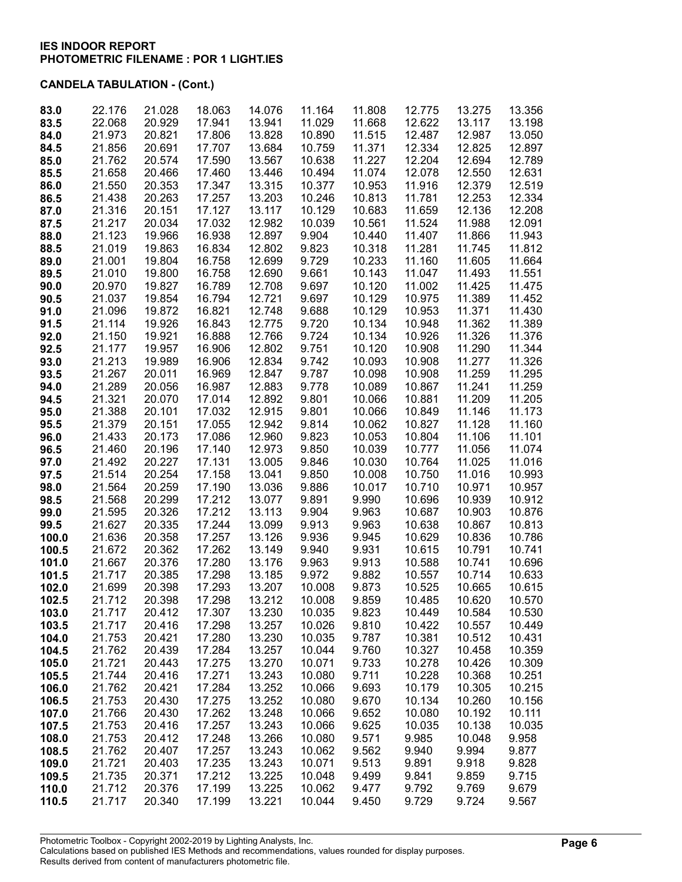**IES INDOOR REPORT**
**PHOTOMETRIC FILENAME : POR 1 LIGHT.IES**

**CANDELA TABULATION - (Cont.)**

| | | | | | | | | | |
|---|---|---|---|---|---|---|---|---|---|
| **83.0** | 22.176 | 21.028 | 18.063 | 14.076 | 11.164 | 11.808 | 12.775 | 13.275 | 13.356 |
| **83.5** | 22.068 | 20.929 | 17.941 | 13.941 | 11.029 | 11.668 | 12.622 | 13.117 | 13.198 |
| **84.0** | 21.973 | 20.821 | 17.806 | 13.828 | 10.890 | 11.515 | 12.487 | 12.987 | 13.050 |
| **84.5** | 21.856 | 20.691 | 17.707 | 13.684 | 10.759 | 11.371 | 12.334 | 12.825 | 12.897 |
| **85.0** | 21.762 | 20.574 | 17.590 | 13.567 | 10.638 | 11.227 | 12.204 | 12.694 | 12.789 |
| **85.5** | 21.658 | 20.466 | 17.460 | 13.446 | 10.494 | 11.074 | 12.078 | 12.550 | 12.631 |
| **86.0** | 21.550 | 20.353 | 17.347 | 13.315 | 10.377 | 10.953 | 11.916 | 12.379 | 12.519 |
| **86.5** | 21.438 | 20.263 | 17.257 | 13.203 | 10.246 | 10.813 | 11.781 | 12.253 | 12.334 |
| **87.0** | 21.316 | 20.151 | 17.127 | 13.117 | 10.129 | 10.683 | 11.659 | 12.136 | 12.208 |
| **87.5** | 21.217 | 20.034 | 17.032 | 12.982 | 10.039 | 10.561 | 11.524 | 11.988 | 12.091 |
| **88.0** | 21.123 | 19.966 | 16.938 | 12.897 | 9.904 | 10.440 | 11.407 | 11.866 | 11.943 |
| **88.5** | 21.019 | 19.863 | 16.834 | 12.802 | 9.823 | 10.318 | 11.281 | 11.745 | 11.812 |
| **89.0** | 21.001 | 19.804 | 16.758 | 12.699 | 9.729 | 10.233 | 11.160 | 11.605 | 11.664 |
| **89.5** | 21.010 | 19.800 | 16.758 | 12.690 | 9.661 | 10.143 | 11.047 | 11.493 | 11.551 |
| **90.0** | 20.970 | 19.827 | 16.789 | 12.708 | 9.697 | 10.120 | 11.002 | 11.425 | 11.475 |
| **90.5** | 21.037 | 19.854 | 16.794 | 12.721 | 9.697 | 10.129 | 10.975 | 11.389 | 11.452 |
| **91.0** | 21.096 | 19.872 | 16.821 | 12.748 | 9.688 | 10.129 | 10.953 | 11.371 | 11.430 |
| **91.5** | 21.114 | 19.926 | 16.843 | 12.775 | 9.720 | 10.134 | 10.948 | 11.362 | 11.389 |
| **92.0** | 21.150 | 19.921 | 16.888 | 12.766 | 9.724 | 10.134 | 10.926 | 11.326 | 11.376 |
| **92.5** | 21.177 | 19.957 | 16.906 | 12.802 | 9.751 | 10.120 | 10.908 | 11.290 | 11.344 |
| **93.0** | 21.213 | 19.989 | 16.906 | 12.834 | 9.742 | 10.093 | 10.908 | 11.277 | 11.326 |
| **93.5** | 21.267 | 20.011 | 16.969 | 12.847 | 9.787 | 10.098 | 10.908 | 11.259 | 11.295 |
| **94.0** | 21.289 | 20.056 | 16.987 | 12.883 | 9.778 | 10.089 | 10.867 | 11.241 | 11.259 |
| **94.5** | 21.321 | 20.070 | 17.014 | 12.892 | 9.801 | 10.066 | 10.881 | 11.209 | 11.205 |
| **95.0** | 21.388 | 20.101 | 17.032 | 12.915 | 9.801 | 10.066 | 10.849 | 11.146 | 11.173 |
| **95.5** | 21.379 | 20.151 | 17.055 | 12.942 | 9.814 | 10.062 | 10.827 | 11.128 | 11.160 |
| **96.0** | 21.433 | 20.173 | 17.086 | 12.960 | 9.823 | 10.053 | 10.804 | 11.106 | 11.101 |
| **96.5** | 21.460 | 20.196 | 17.140 | 12.973 | 9.850 | 10.039 | 10.777 | 11.056 | 11.074 |
| **97.0** | 21.492 | 20.227 | 17.131 | 13.005 | 9.846 | 10.030 | 10.764 | 11.025 | 11.016 |
| **97.5** | 21.514 | 20.254 | 17.158 | 13.041 | 9.850 | 10.008 | 10.750 | 11.016 | 10.993 |
| **98.0** | 21.564 | 20.259 | 17.190 | 13.036 | 9.886 | 10.017 | 10.710 | 10.971 | 10.957 |
| **98.5** | 21.568 | 20.299 | 17.212 | 13.077 | 9.891 | 9.990 | 10.696 | 10.939 | 10.912 |
| **99.0** | 21.595 | 20.326 | 17.212 | 13.113 | 9.904 | 9.963 | 10.687 | 10.903 | 10.876 |
| **99.5** | 21.627 | 20.335 | 17.244 | 13.099 | 9.913 | 9.963 | 10.638 | 10.867 | 10.813 |
| **100.0** | 21.636 | 20.358 | 17.257 | 13.126 | 9.936 | 9.945 | 10.629 | 10.836 | 10.786 |
| **100.5** | 21.672 | 20.362 | 17.262 | 13.149 | 9.940 | 9.931 | 10.615 | 10.791 | 10.741 |
| **101.0** | 21.667 | 20.376 | 17.280 | 13.176 | 9.963 | 9.913 | 10.588 | 10.741 | 10.696 |
| **101.5** | 21.717 | 20.385 | 17.298 | 13.185 | 9.972 | 9.882 | 10.557 | 10.714 | 10.633 |
| **102.0** | 21.699 | 20.398 | 17.293 | 13.207 | 10.008 | 9.873 | 10.525 | 10.665 | 10.615 |
| **102.5** | 21.712 | 20.398 | 17.298 | 13.212 | 10.008 | 9.859 | 10.485 | 10.620 | 10.570 |
| **103.0** | 21.717 | 20.412 | 17.307 | 13.230 | 10.035 | 9.823 | 10.449 | 10.584 | 10.530 |
| **103.5** | 21.717 | 20.416 | 17.298 | 13.257 | 10.026 | 9.810 | 10.422 | 10.557 | 10.449 |
| **104.0** | 21.753 | 20.421 | 17.280 | 13.230 | 10.035 | 9.787 | 10.381 | 10.512 | 10.431 |
| **104.5** | 21.762 | 20.439 | 17.284 | 13.257 | 10.044 | 9.760 | 10.327 | 10.458 | 10.359 |
| **105.0** | 21.721 | 20.443 | 17.275 | 13.270 | 10.071 | 9.733 | 10.278 | 10.426 | 10.309 |
| **105.5** | 21.744 | 20.416 | 17.271 | 13.243 | 10.080 | 9.711 | 10.228 | 10.368 | 10.251 |
| **106.0** | 21.762 | 20.421 | 17.284 | 13.252 | 10.066 | 9.693 | 10.179 | 10.305 | 10.215 |
| **106.5** | 21.753 | 20.430 | 17.275 | 13.252 | 10.080 | 9.670 | 10.134 | 10.260 | 10.156 |
| **107.0** | 21.766 | 20.430 | 17.262 | 13.248 | 10.066 | 9.652 | 10.080 | 10.192 | 10.111 |
| **107.5** | 21.753 | 20.416 | 17.257 | 13.243 | 10.066 | 9.625 | 10.035 | 10.138 | 10.035 |
| **108.0** | 21.753 | 20.412 | 17.248 | 13.266 | 10.080 | 9.571 | 9.985 | 10.048 | 9.958 |
| **108.5** | 21.762 | 20.407 | 17.257 | 13.243 | 10.062 | 9.562 | 9.940 | 9.994 | 9.877 |
| **109.0** | 21.721 | 20.403 | 17.235 | 13.243 | 10.071 | 9.513 | 9.891 | 9.918 | 9.828 |
| **109.5** | 21.735 | 20.371 | 17.212 | 13.225 | 10.048 | 9.499 | 9.841 | 9.859 | 9.715 |
| **110.0** | 21.712 | 20.376 | 17.199 | 13.225 | 10.062 | 9.477 | 9.792 | 9.769 | 9.679 |
| **110.5** | 21.717 | 20.340 | 17.199 | 13.221 | 10.044 | 9.450 | 9.729 | 9.724 | 9.567 |

Photometric Toolbox - Copyright 2002-2019 by Lighting Analysts, Inc.
Calculations based on published IES Methods and recommendations, values rounded for display purposes.
Results derived from content of manufacturers photometric file.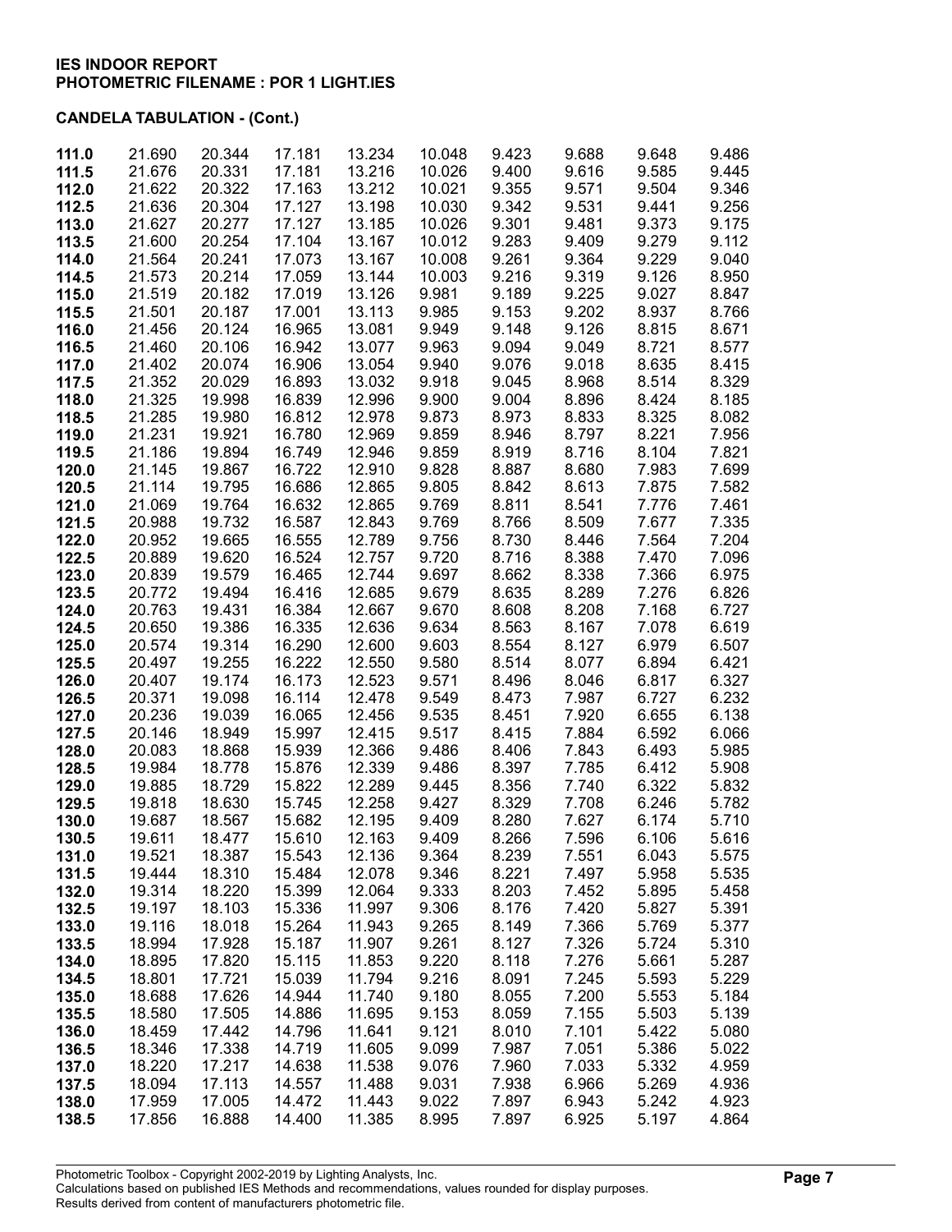**IES INDOOR REPORT**
**PHOTOMETRIC FILENAME : POR 1 LIGHT.IES**

**CANDELA TABULATION - (Cont.)**

| | | | | | | | | | |
|---|---|---|---|---|---|---|---|---|---|
| **111.0** | 21.690 | 20.344 | 17.181 | 13.234 | 10.048 | 9.423 | 9.688 | 9.648 | 9.486 |
| **111.5** | 21.676 | 20.331 | 17.181 | 13.216 | 10.026 | 9.400 | 9.616 | 9.585 | 9.445 |
| **112.0** | 21.622 | 20.322 | 17.163 | 13.212 | 10.021 | 9.355 | 9.571 | 9.504 | 9.346 |
| **112.5** | 21.636 | 20.304 | 17.127 | 13.198 | 10.030 | 9.342 | 9.531 | 9.441 | 9.256 |
| **113.0** | 21.627 | 20.277 | 17.127 | 13.185 | 10.026 | 9.301 | 9.481 | 9.373 | 9.175 |
| **113.5** | 21.600 | 20.254 | 17.104 | 13.167 | 10.012 | 9.283 | 9.409 | 9.279 | 9.112 |
| **114.0** | 21.564 | 20.241 | 17.073 | 13.167 | 10.008 | 9.261 | 9.364 | 9.229 | 9.040 |
| **114.5** | 21.573 | 20.214 | 17.059 | 13.144 | 10.003 | 9.216 | 9.319 | 9.126 | 8.950 |
| **115.0** | 21.519 | 20.182 | 17.019 | 13.126 | 9.981 | 9.189 | 9.225 | 9.027 | 8.847 |
| **115.5** | 21.501 | 20.187 | 17.001 | 13.113 | 9.985 | 9.153 | 9.202 | 8.937 | 8.766 |
| **116.0** | 21.456 | 20.124 | 16.965 | 13.081 | 9.949 | 9.148 | 9.126 | 8.815 | 8.671 |
| **116.5** | 21.460 | 20.106 | 16.942 | 13.077 | 9.963 | 9.094 | 9.049 | 8.721 | 8.577 |
| **117.0** | 21.402 | 20.074 | 16.906 | 13.054 | 9.940 | 9.076 | 9.018 | 8.635 | 8.415 |
| **117.5** | 21.352 | 20.029 | 16.893 | 13.032 | 9.918 | 9.045 | 8.968 | 8.514 | 8.329 |
| **118.0** | 21.325 | 19.998 | 16.839 | 12.996 | 9.900 | 9.004 | 8.896 | 8.424 | 8.185 |
| **118.5** | 21.285 | 19.980 | 16.812 | 12.978 | 9.873 | 8.973 | 8.833 | 8.325 | 8.082 |
| **119.0** | 21.231 | 19.921 | 16.780 | 12.969 | 9.859 | 8.946 | 8.797 | 8.221 | 7.956 |
| **119.5** | 21.186 | 19.894 | 16.749 | 12.946 | 9.859 | 8.919 | 8.716 | 8.104 | 7.821 |
| **120.0** | 21.145 | 19.867 | 16.722 | 12.910 | 9.828 | 8.887 | 8.680 | 7.983 | 7.699 |
| **120.5** | 21.114 | 19.795 | 16.686 | 12.865 | 9.805 | 8.842 | 8.613 | 7.875 | 7.582 |
| **121.0** | 21.069 | 19.764 | 16.632 | 12.865 | 9.769 | 8.811 | 8.541 | 7.776 | 7.461 |
| **121.5** | 20.988 | 19.732 | 16.587 | 12.843 | 9.769 | 8.766 | 8.509 | 7.677 | 7.335 |
| **122.0** | 20.952 | 19.665 | 16.555 | 12.789 | 9.756 | 8.730 | 8.446 | 7.564 | 7.204 |
| **122.5** | 20.889 | 19.620 | 16.524 | 12.757 | 9.720 | 8.716 | 8.388 | 7.470 | 7.096 |
| **123.0** | 20.839 | 19.579 | 16.465 | 12.744 | 9.697 | 8.662 | 8.338 | 7.366 | 6.975 |
| **123.5** | 20.772 | 19.494 | 16.416 | 12.685 | 9.679 | 8.635 | 8.289 | 7.276 | 6.826 |
| **124.0** | 20.763 | 19.431 | 16.384 | 12.667 | 9.670 | 8.608 | 8.208 | 7.168 | 6.727 |
| **124.5** | 20.650 | 19.386 | 16.335 | 12.636 | 9.634 | 8.563 | 8.167 | 7.078 | 6.619 |
| **125.0** | 20.574 | 19.314 | 16.290 | 12.600 | 9.603 | 8.554 | 8.127 | 6.979 | 6.507 |
| **125.5** | 20.497 | 19.255 | 16.222 | 12.550 | 9.580 | 8.514 | 8.077 | 6.894 | 6.421 |
| **126.0** | 20.407 | 19.174 | 16.173 | 12.523 | 9.571 | 8.496 | 8.046 | 6.817 | 6.327 |
| **126.5** | 20.371 | 19.098 | 16.114 | 12.478 | 9.549 | 8.473 | 7.987 | 6.727 | 6.232 |
| **127.0** | 20.236 | 19.039 | 16.065 | 12.456 | 9.535 | 8.451 | 7.920 | 6.655 | 6.138 |
| **127.5** | 20.146 | 18.949 | 15.997 | 12.415 | 9.517 | 8.415 | 7.884 | 6.592 | 6.066 |
| **128.0** | 20.083 | 18.868 | 15.939 | 12.366 | 9.486 | 8.406 | 7.843 | 6.493 | 5.985 |
| **128.5** | 19.984 | 18.778 | 15.876 | 12.339 | 9.486 | 8.397 | 7.785 | 6.412 | 5.908 |
| **129.0** | 19.885 | 18.729 | 15.822 | 12.289 | 9.445 | 8.356 | 7.740 | 6.322 | 5.832 |
| **129.5** | 19.818 | 18.630 | 15.745 | 12.258 | 9.427 | 8.329 | 7.708 | 6.246 | 5.782 |
| **130.0** | 19.687 | 18.567 | 15.682 | 12.195 | 9.409 | 8.280 | 7.627 | 6.174 | 5.710 |
| **130.5** | 19.611 | 18.477 | 15.610 | 12.163 | 9.409 | 8.266 | 7.596 | 6.106 | 5.616 |
| **131.0** | 19.521 | 18.387 | 15.543 | 12.136 | 9.364 | 8.239 | 7.551 | 6.043 | 5.575 |
| **131.5** | 19.444 | 18.310 | 15.484 | 12.078 | 9.346 | 8.221 | 7.497 | 5.958 | 5.535 |
| **132.0** | 19.314 | 18.220 | 15.399 | 12.064 | 9.333 | 8.203 | 7.452 | 5.895 | 5.458 |
| **132.5** | 19.197 | 18.103 | 15.336 | 11.997 | 9.306 | 8.176 | 7.420 | 5.827 | 5.391 |
| **133.0** | 19.116 | 18.018 | 15.264 | 11.943 | 9.265 | 8.149 | 7.366 | 5.769 | 5.377 |
| **133.5** | 18.994 | 17.928 | 15.187 | 11.907 | 9.261 | 8.127 | 7.326 | 5.724 | 5.310 |
| **134.0** | 18.895 | 17.820 | 15.115 | 11.853 | 9.220 | 8.118 | 7.276 | 5.661 | 5.287 |
| **134.5** | 18.801 | 17.721 | 15.039 | 11.794 | 9.216 | 8.091 | 7.245 | 5.593 | 5.229 |
| **135.0** | 18.688 | 17.626 | 14.944 | 11.740 | 9.180 | 8.055 | 7.200 | 5.553 | 5.184 |
| **135.5** | 18.580 | 17.505 | 14.886 | 11.695 | 9.153 | 8.059 | 7.155 | 5.503 | 5.139 |
| **136.0** | 18.459 | 17.442 | 14.796 | 11.641 | 9.121 | 8.010 | 7.101 | 5.422 | 5.080 |
| **136.5** | 18.346 | 17.338 | 14.719 | 11.605 | 9.099 | 7.987 | 7.051 | 5.386 | 5.022 |
| **137.0** | 18.220 | 17.217 | 14.638 | 11.538 | 9.076 | 7.960 | 7.033 | 5.332 | 4.959 |
| **137.5** | 18.094 | 17.113 | 14.557 | 11.488 | 9.031 | 7.938 | 6.966 | 5.269 | 4.936 |
| **138.0** | 17.959 | 17.005 | 14.472 | 11.443 | 9.022 | 7.897 | 6.943 | 5.242 | 4.923 |
| **138.5** | 17.856 | 16.888 | 14.400 | 11.385 | 8.995 | 7.897 | 6.925 | 5.197 | 4.864 |

Photometric Toolbox - Copyright 2002-2019 by Lighting Analysts, Inc.
Calculations based on published IES Methods and recommendations, values rounded for display purposes.
Results derived from content of manufacturers photometric file.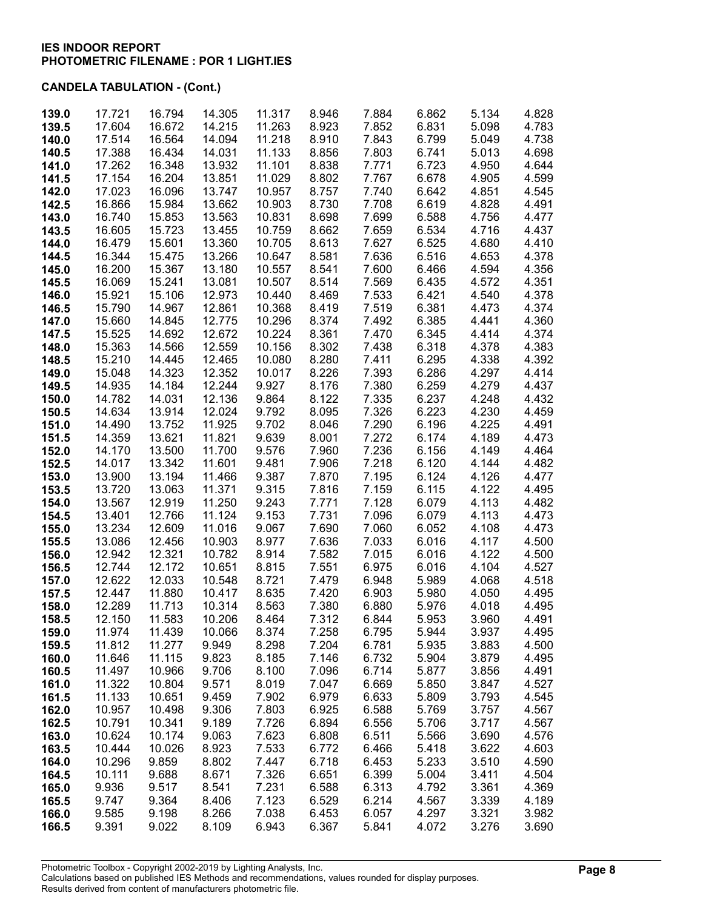**IES INDOOR REPORT**
**PHOTOMETRIC FILENAME : POR 1 LIGHT.IES**

**CANDELA TABULATION - (Cont.)**

| | | | | | | | | | |
|---|---|---|---|---|---|---|---|---|---|
| **139.0** | 17.721 | 16.794 | 14.305 | 11.317 | 8.946 | 7.884 | 6.862 | 5.134 | 4.828 |
| **139.5** | 17.604 | 16.672 | 14.215 | 11.263 | 8.923 | 7.852 | 6.831 | 5.098 | 4.783 |
| **140.0** | 17.514 | 16.564 | 14.094 | 11.218 | 8.910 | 7.843 | 6.799 | 5.049 | 4.738 |
| **140.5** | 17.388 | 16.434 | 14.031 | 11.133 | 8.856 | 7.803 | 6.741 | 5.013 | 4.698 |
| **141.0** | 17.262 | 16.348 | 13.932 | 11.101 | 8.838 | 7.771 | 6.723 | 4.950 | 4.644 |
| **141.5** | 17.154 | 16.204 | 13.851 | 11.029 | 8.802 | 7.767 | 6.678 | 4.905 | 4.599 |
| **142.0** | 17.023 | 16.096 | 13.747 | 10.957 | 8.757 | 7.740 | 6.642 | 4.851 | 4.545 |
| **142.5** | 16.866 | 15.984 | 13.662 | 10.903 | 8.730 | 7.708 | 6.619 | 4.828 | 4.491 |
| **143.0** | 16.740 | 15.853 | 13.563 | 10.831 | 8.698 | 7.699 | 6.588 | 4.756 | 4.477 |
| **143.5** | 16.605 | 15.723 | 13.455 | 10.759 | 8.662 | 7.659 | 6.534 | 4.716 | 4.437 |
| **144.0** | 16.479 | 15.601 | 13.360 | 10.705 | 8.613 | 7.627 | 6.525 | 4.680 | 4.410 |
| **144.5** | 16.344 | 15.475 | 13.266 | 10.647 | 8.581 | 7.636 | 6.516 | 4.653 | 4.378 |
| **145.0** | 16.200 | 15.367 | 13.180 | 10.557 | 8.541 | 7.600 | 6.466 | 4.594 | 4.356 |
| **145.5** | 16.069 | 15.241 | 13.081 | 10.507 | 8.514 | 7.569 | 6.435 | 4.572 | 4.351 |
| **146.0** | 15.921 | 15.106 | 12.973 | 10.440 | 8.469 | 7.533 | 6.421 | 4.540 | 4.378 |
| **146.5** | 15.790 | 14.967 | 12.861 | 10.368 | 8.419 | 7.519 | 6.381 | 4.473 | 4.374 |
| **147.0** | 15.660 | 14.845 | 12.775 | 10.296 | 8.374 | 7.492 | 6.385 | 4.441 | 4.360 |
| **147.5** | 15.525 | 14.692 | 12.672 | 10.224 | 8.361 | 7.470 | 6.345 | 4.414 | 4.374 |
| **148.0** | 15.363 | 14.566 | 12.559 | 10.156 | 8.302 | 7.438 | 6.318 | 4.378 | 4.383 |
| **148.5** | 15.210 | 14.445 | 12.465 | 10.080 | 8.280 | 7.411 | 6.295 | 4.338 | 4.392 |
| **149.0** | 15.048 | 14.323 | 12.352 | 10.017 | 8.226 | 7.393 | 6.286 | 4.297 | 4.414 |
| **149.5** | 14.935 | 14.184 | 12.244 | 9.927 | 8.176 | 7.380 | 6.259 | 4.279 | 4.437 |
| **150.0** | 14.782 | 14.031 | 12.136 | 9.864 | 8.122 | 7.335 | 6.237 | 4.248 | 4.432 |
| **150.5** | 14.634 | 13.914 | 12.024 | 9.792 | 8.095 | 7.326 | 6.223 | 4.230 | 4.459 |
| **151.0** | 14.490 | 13.752 | 11.925 | 9.702 | 8.046 | 7.290 | 6.196 | 4.225 | 4.491 |
| **151.5** | 14.359 | 13.621 | 11.821 | 9.639 | 8.001 | 7.272 | 6.174 | 4.189 | 4.473 |
| **152.0** | 14.170 | 13.500 | 11.700 | 9.576 | 7.960 | 7.236 | 6.156 | 4.149 | 4.464 |
| **152.5** | 14.017 | 13.342 | 11.601 | 9.481 | 7.906 | 7.218 | 6.120 | 4.144 | 4.482 |
| **153.0** | 13.900 | 13.194 | 11.466 | 9.387 | 7.870 | 7.195 | 6.124 | 4.126 | 4.477 |
| **153.5** | 13.720 | 13.063 | 11.371 | 9.315 | 7.816 | 7.159 | 6.115 | 4.122 | 4.495 |
| **154.0** | 13.567 | 12.919 | 11.250 | 9.243 | 7.771 | 7.128 | 6.079 | 4.113 | 4.482 |
| **154.5** | 13.401 | 12.766 | 11.124 | 9.153 | 7.731 | 7.096 | 6.079 | 4.113 | 4.473 |
| **155.0** | 13.234 | 12.609 | 11.016 | 9.067 | 7.690 | 7.060 | 6.052 | 4.108 | 4.473 |
| **155.5** | 13.086 | 12.456 | 10.903 | 8.977 | 7.636 | 7.033 | 6.016 | 4.117 | 4.500 |
| **156.0** | 12.942 | 12.321 | 10.782 | 8.914 | 7.582 | 7.015 | 6.016 | 4.122 | 4.500 |
| **156.5** | 12.744 | 12.172 | 10.651 | 8.815 | 7.551 | 6.975 | 6.016 | 4.104 | 4.527 |
| **157.0** | 12.622 | 12.033 | 10.548 | 8.721 | 7.479 | 6.948 | 5.989 | 4.068 | 4.518 |
| **157.5** | 12.447 | 11.880 | 10.417 | 8.635 | 7.420 | 6.903 | 5.980 | 4.050 | 4.495 |
| **158.0** | 12.289 | 11.713 | 10.314 | 8.563 | 7.380 | 6.880 | 5.976 | 4.018 | 4.495 |
| **158.5** | 12.150 | 11.583 | 10.206 | 8.464 | 7.312 | 6.844 | 5.953 | 3.960 | 4.491 |
| **159.0** | 11.974 | 11.439 | 10.066 | 8.374 | 7.258 | 6.795 | 5.944 | 3.937 | 4.495 |
| **159.5** | 11.812 | 11.277 | 9.949 | 8.298 | 7.204 | 6.781 | 5.935 | 3.883 | 4.500 |
| **160.0** | 11.646 | 11.115 | 9.823 | 8.185 | 7.146 | 6.732 | 5.904 | 3.879 | 4.495 |
| **160.5** | 11.497 | 10.966 | 9.706 | 8.100 | 7.096 | 6.714 | 5.877 | 3.856 | 4.491 |
| **161.0** | 11.322 | 10.804 | 9.571 | 8.019 | 7.047 | 6.669 | 5.850 | 3.847 | 4.527 |
| **161.5** | 11.133 | 10.651 | 9.459 | 7.902 | 6.979 | 6.633 | 5.809 | 3.793 | 4.545 |
| **162.0** | 10.957 | 10.498 | 9.306 | 7.803 | 6.925 | 6.588 | 5.769 | 3.757 | 4.567 |
| **162.5** | 10.791 | 10.341 | 9.189 | 7.726 | 6.894 | 6.556 | 5.706 | 3.717 | 4.567 |
| **163.0** | 10.624 | 10.174 | 9.063 | 7.623 | 6.808 | 6.511 | 5.566 | 3.690 | 4.576 |
| **163.5** | 10.444 | 10.026 | 8.923 | 7.533 | 6.772 | 6.466 | 5.418 | 3.622 | 4.603 |
| **164.0** | 10.296 | 9.859 | 8.802 | 7.447 | 6.718 | 6.453 | 5.233 | 3.510 | 4.590 |
| **164.5** | 10.111 | 9.688 | 8.671 | 7.326 | 6.651 | 6.399 | 5.004 | 3.411 | 4.504 |
| **165.0** | 9.936 | 9.517 | 8.541 | 7.231 | 6.588 | 6.313 | 4.792 | 3.361 | 4.369 |
| **165.5** | 9.747 | 9.364 | 8.406 | 7.123 | 6.529 | 6.214 | 4.567 | 3.339 | 4.189 |
| **166.0** | 9.585 | 9.198 | 8.266 | 7.038 | 6.453 | 6.057 | 4.297 | 3.321 | 3.982 |
| **166.5** | 9.391 | 9.022 | 8.109 | 6.943 | 6.367 | 5.841 | 4.072 | 3.276 | 3.690 |

Photometric Toolbox - Copyright 2002-2019 by Lighting Analysts, Inc.
Calculations based on published IES Methods and recommendations, values rounded for display purposes.
Results derived from content of manufacturers photometric file.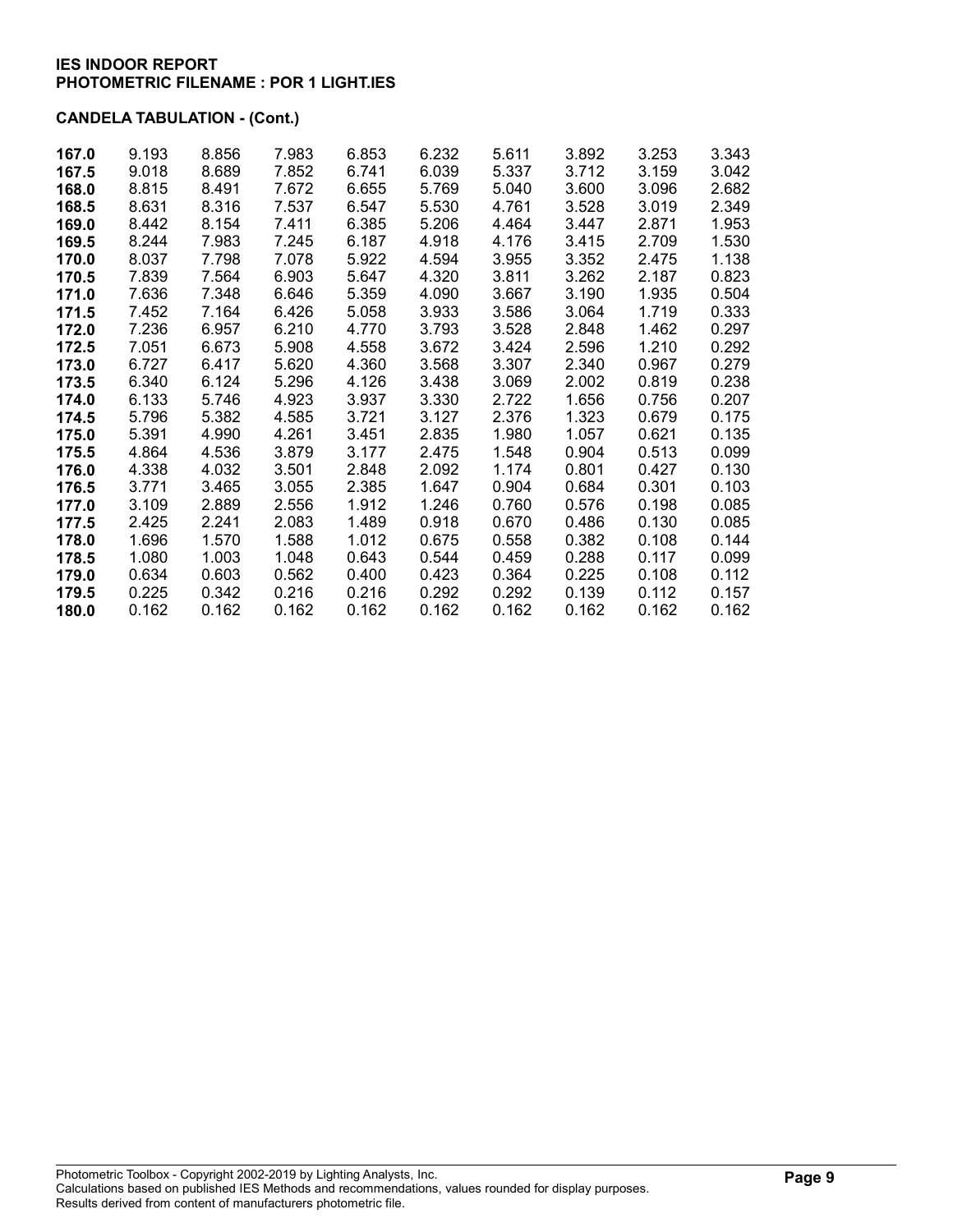**IES INDOOR REPORT**
**PHOTOMETRIC FILENAME : POR 1 LIGHT.IES**

**CANDELA TABULATION - (Cont.)**

| | | | | | | | | | |
|---|---|---|---|---|---|---|---|---|---|
| **167.0** | 9.193 | 8.856 | 7.983 | 6.853 | 6.232 | 5.611 | 3.892 | 3.253 | 3.343 |
| **167.5** | 9.018 | 8.689 | 7.852 | 6.741 | 6.039 | 5.337 | 3.712 | 3.159 | 3.042 |
| **168.0** | 8.815 | 8.491 | 7.672 | 6.655 | 5.769 | 5.040 | 3.600 | 3.096 | 2.682 |
| **168.5** | 8.631 | 8.316 | 7.537 | 6.547 | 5.530 | 4.761 | 3.528 | 3.019 | 2.349 |
| **169.0** | 8.442 | 8.154 | 7.411 | 6.385 | 5.206 | 4.464 | 3.447 | 2.871 | 1.953 |
| **169.5** | 8.244 | 7.983 | 7.245 | 6.187 | 4.918 | 4.176 | 3.415 | 2.709 | 1.530 |
| **170.0** | 8.037 | 7.798 | 7.078 | 5.922 | 4.594 | 3.955 | 3.352 | 2.475 | 1.138 |
| **170.5** | 7.839 | 7.564 | 6.903 | 5.647 | 4.320 | 3.811 | 3.262 | 2.187 | 0.823 |
| **171.0** | 7.636 | 7.348 | 6.646 | 5.359 | 4.090 | 3.667 | 3.190 | 1.935 | 0.504 |
| **171.5** | 7.452 | 7.164 | 6.426 | 5.058 | 3.933 | 3.586 | 3.064 | 1.719 | 0.333 |
| **172.0** | 7.236 | 6.957 | 6.210 | 4.770 | 3.793 | 3.528 | 2.848 | 1.462 | 0.297 |
| **172.5** | 7.051 | 6.673 | 5.908 | 4.558 | 3.672 | 3.424 | 2.596 | 1.210 | 0.292 |
| **173.0** | 6.727 | 6.417 | 5.620 | 4.360 | 3.568 | 3.307 | 2.340 | 0.967 | 0.279 |
| **173.5** | 6.340 | 6.124 | 5.296 | 4.126 | 3.438 | 3.069 | 2.002 | 0.819 | 0.238 |
| **174.0** | 6.133 | 5.746 | 4.923 | 3.937 | 3.330 | 2.722 | 1.656 | 0.756 | 0.207 |
| **174.5** | 5.796 | 5.382 | 4.585 | 3.721 | 3.127 | 2.376 | 1.323 | 0.679 | 0.175 |
| **175.0** | 5.391 | 4.990 | 4.261 | 3.451 | 2.835 | 1.980 | 1.057 | 0.621 | 0.135 |
| **175.5** | 4.864 | 4.536 | 3.879 | 3.177 | 2.475 | 1.548 | 0.904 | 0.513 | 0.099 |
| **176.0** | 4.338 | 4.032 | 3.501 | 2.848 | 2.092 | 1.174 | 0.801 | 0.427 | 0.130 |
| **176.5** | 3.771 | 3.465 | 3.055 | 2.385 | 1.647 | 0.904 | 0.684 | 0.301 | 0.103 |
| **177.0** | 3.109 | 2.889 | 2.556 | 1.912 | 1.246 | 0.760 | 0.576 | 0.198 | 0.085 |
| **177.5** | 2.425 | 2.241 | 2.083 | 1.489 | 0.918 | 0.670 | 0.486 | 0.130 | 0.085 |
| **178.0** | 1.696 | 1.570 | 1.588 | 1.012 | 0.675 | 0.558 | 0.382 | 0.108 | 0.144 |
| **178.5** | 1.080 | 1.003 | 1.048 | 0.643 | 0.544 | 0.459 | 0.288 | 0.117 | 0.099 |
| **179.0** | 0.634 | 0.603 | 0.562 | 0.400 | 0.423 | 0.364 | 0.225 | 0.108 | 0.112 |
| **179.5** | 0.225 | 0.342 | 0.216 | 0.216 | 0.292 | 0.292 | 0.139 | 0.112 | 0.157 |
| **180.0** | 0.162 | 0.162 | 0.162 | 0.162 | 0.162 | 0.162 | 0.162 | 0.162 | 0.162 |

Photometric Toolbox - Copyright 2002-2019 by Lighting Analysts, Inc.
Calculations based on published IES Methods and recommendations, values rounded for display purposes.
Results derived from content of manufacturers photometric file.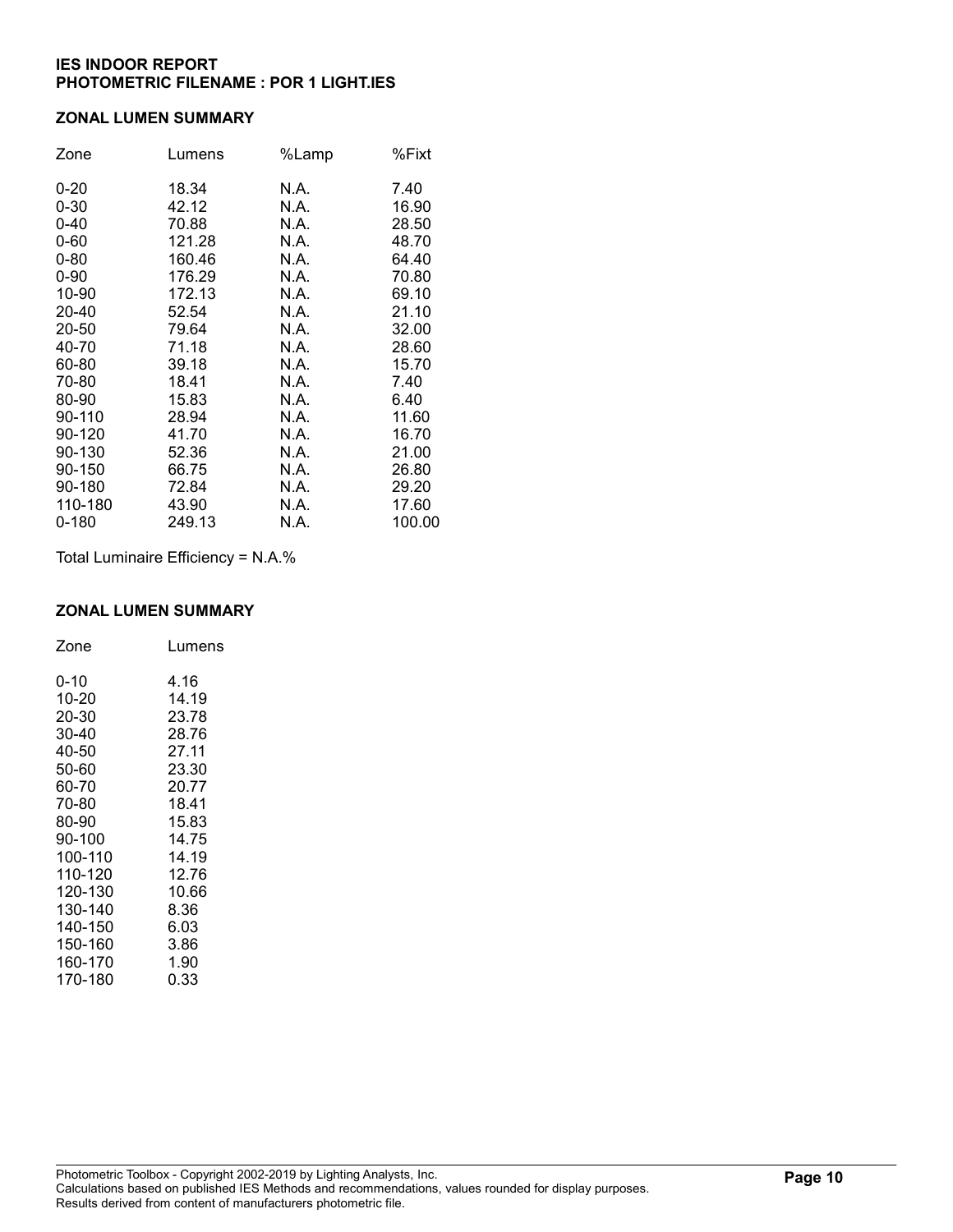**IES INDOOR REPORT**
**PHOTOMETRIC FILENAME : POR 1 LIGHT.IES**

## ZONAL LUMEN SUMMARY

| Zone | Lumens | %Lamp | %Fixt |
|---|---|---|---|
| 0-20 | 18.34 | N.A. | 7.40 |
| 0-30 | 42.12 | N.A. | 16.90 |
| 0-40 | 70.88 | N.A. | 28.50 |
| 0-60 | 121.28 | N.A. | 48.70 |
| 0-80 | 160.46 | N.A. | 64.40 |
| 0-90 | 176.29 | N.A. | 70.80 |
| 10-90 | 172.13 | N.A. | 69.10 |
| 20-40 | 52.54 | N.A. | 21.10 |
| 20-50 | 79.64 | N.A. | 32.00 |
| 40-70 | 71.18 | N.A. | 28.60 |
| 60-80 | 39.18 | N.A. | 15.70 |
| 70-80 | 18.41 | N.A. | 7.40 |
| 80-90 | 15.83 | N.A. | 6.40 |
| 90-110 | 28.94 | N.A. | 11.60 |
| 90-120 | 41.70 | N.A. | 16.70 |
| 90-130 | 52.36 | N.A. | 21.00 |
| 90-150 | 66.75 | N.A. | 26.80 |
| 90-180 | 72.84 | N.A. | 29.20 |
| 110-180 | 43.90 | N.A. | 17.60 |
| 0-180 | 249.13 | N.A. | 100.00 |

Total Luminaire Efficiency = N.A.%

## ZONAL LUMEN SUMMARY

| Zone | Lumens |
|---|---|
| 0-10 | 4.16 |
| 10-20 | 14.19 |
| 20-30 | 23.78 |
| 30-40 | 28.76 |
| 40-50 | 27.11 |
| 50-60 | 23.30 |
| 60-70 | 20.77 |
| 70-80 | 18.41 |
| 80-90 | 15.83 |
| 90-100 | 14.75 |
| 100-110 | 14.19 |
| 110-120 | 12.76 |
| 120-130 | 10.66 |
| 130-140 | 8.36 |
| 140-150 | 6.03 |
| 150-160 | 3.86 |
| 160-170 | 1.90 |
| 170-180 | 0.33 |

Photometric Toolbox - Copyright 2002-2019 by Lighting Analysts, Inc.
Calculations based on published IES Methods and recommendations, values rounded for display purposes.
Results derived from content of manufacturers photometric file.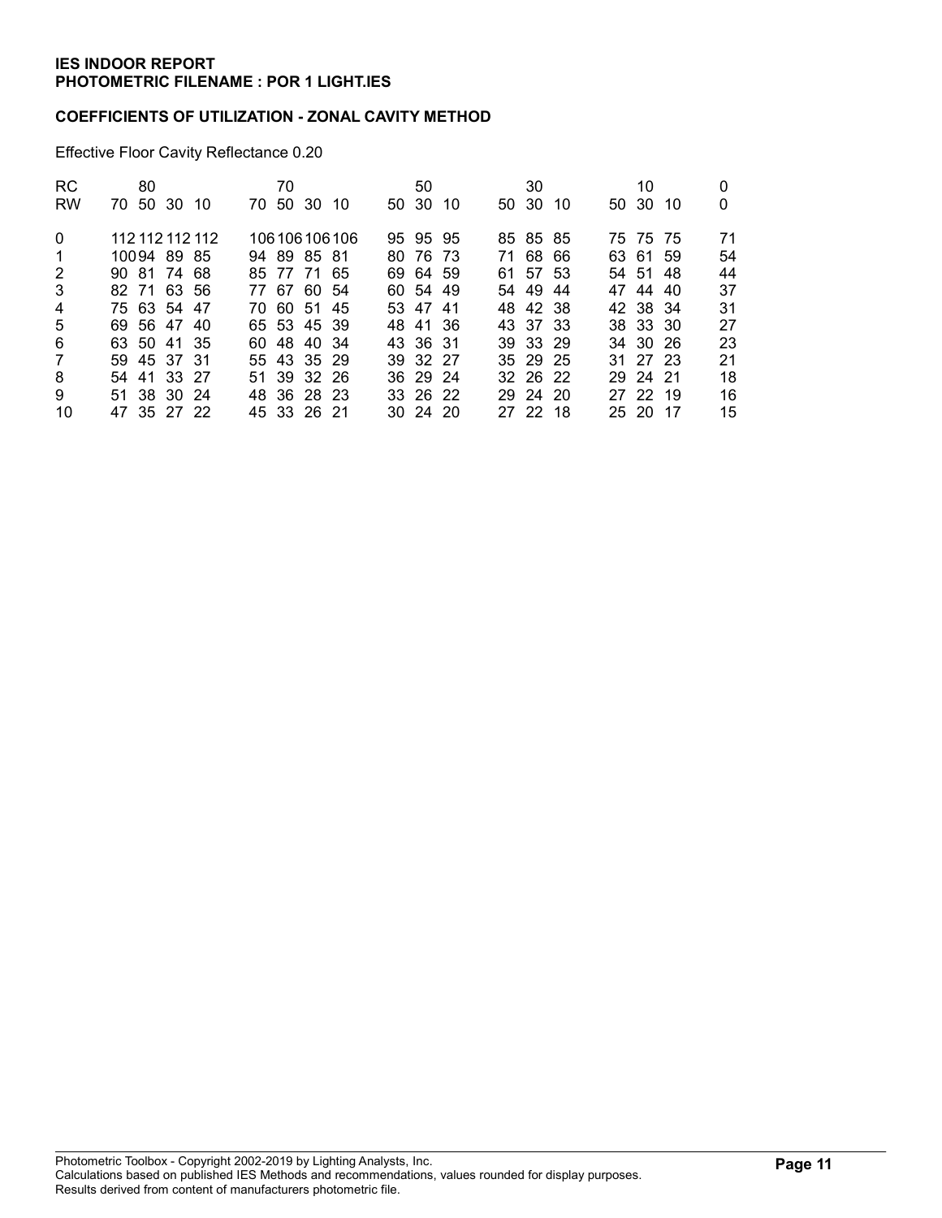**IES INDOOR REPORT**
**PHOTOMETRIC FILENAME : POR 1 LIGHT.IES**

**COEFFICIENTS OF UTILIZATION - ZONAL CAVITY METHOD**

Effective Floor Cavity Reflectance 0.20

| RC | 80 | | | | 70 | | | | 50 | | | 30 | | | 10 | | | 0 |
|---|---|---|---|---|---|---|---|---|---|---|---|---|---|---|---|---|---|---|
| RW | 70 | 50 | 30 | 10 | 70 | 50 | 30 | 10 | 50 | 30 | 10 | 50 | 30 | 10 | 50 | 30 | 10 | 0 |
| 0 | 112 | 112 | 112 | 112 | 106 | 106 | 106 | 106 | 95 | 95 | 95 | 85 | 85 | 85 | 75 | 75 | 75 | 71 |
| 1 | 100 | 94 | 89 | 85 | 94 | 89 | 85 | 81 | 80 | 76 | 73 | 71 | 68 | 66 | 63 | 61 | 59 | 54 |
| 2 | 90 | 81 | 74 | 68 | 85 | 77 | 71 | 65 | 69 | 64 | 59 | 61 | 57 | 53 | 54 | 51 | 48 | 44 |
| 3 | 82 | 71 | 63 | 56 | 77 | 67 | 60 | 54 | 60 | 54 | 49 | 54 | 49 | 44 | 47 | 44 | 40 | 37 |
| 4 | 75 | 63 | 54 | 47 | 70 | 60 | 51 | 45 | 53 | 47 | 41 | 48 | 42 | 38 | 42 | 38 | 34 | 31 |
| 5 | 69 | 56 | 47 | 40 | 65 | 53 | 45 | 39 | 48 | 41 | 36 | 43 | 37 | 33 | 38 | 33 | 30 | 27 |
| 6 | 63 | 50 | 41 | 35 | 60 | 48 | 40 | 34 | 43 | 36 | 31 | 39 | 33 | 29 | 34 | 30 | 26 | 23 |
| 7 | 59 | 45 | 37 | 31 | 55 | 43 | 35 | 29 | 39 | 32 | 27 | 35 | 29 | 25 | 31 | 27 | 23 | 21 |
| 8 | 54 | 41 | 33 | 27 | 51 | 39 | 32 | 26 | 36 | 29 | 24 | 32 | 26 | 22 | 29 | 24 | 21 | 18 |
| 9 | 51 | 38 | 30 | 24 | 48 | 36 | 28 | 23 | 33 | 26 | 22 | 29 | 24 | 20 | 27 | 22 | 19 | 16 |
| 10 | 47 | 35 | 27 | 22 | 45 | 33 | 26 | 21 | 30 | 24 | 20 | 27 | 22 | 18 | 25 | 20 | 17 | 15 |

Photometric Toolbox - Copyright 2002-2019 by Lighting Analysts, Inc.
Calculations based on published IES Methods and recommendations, values rounded for display purposes.
Results derived from content of manufacturers photometric file.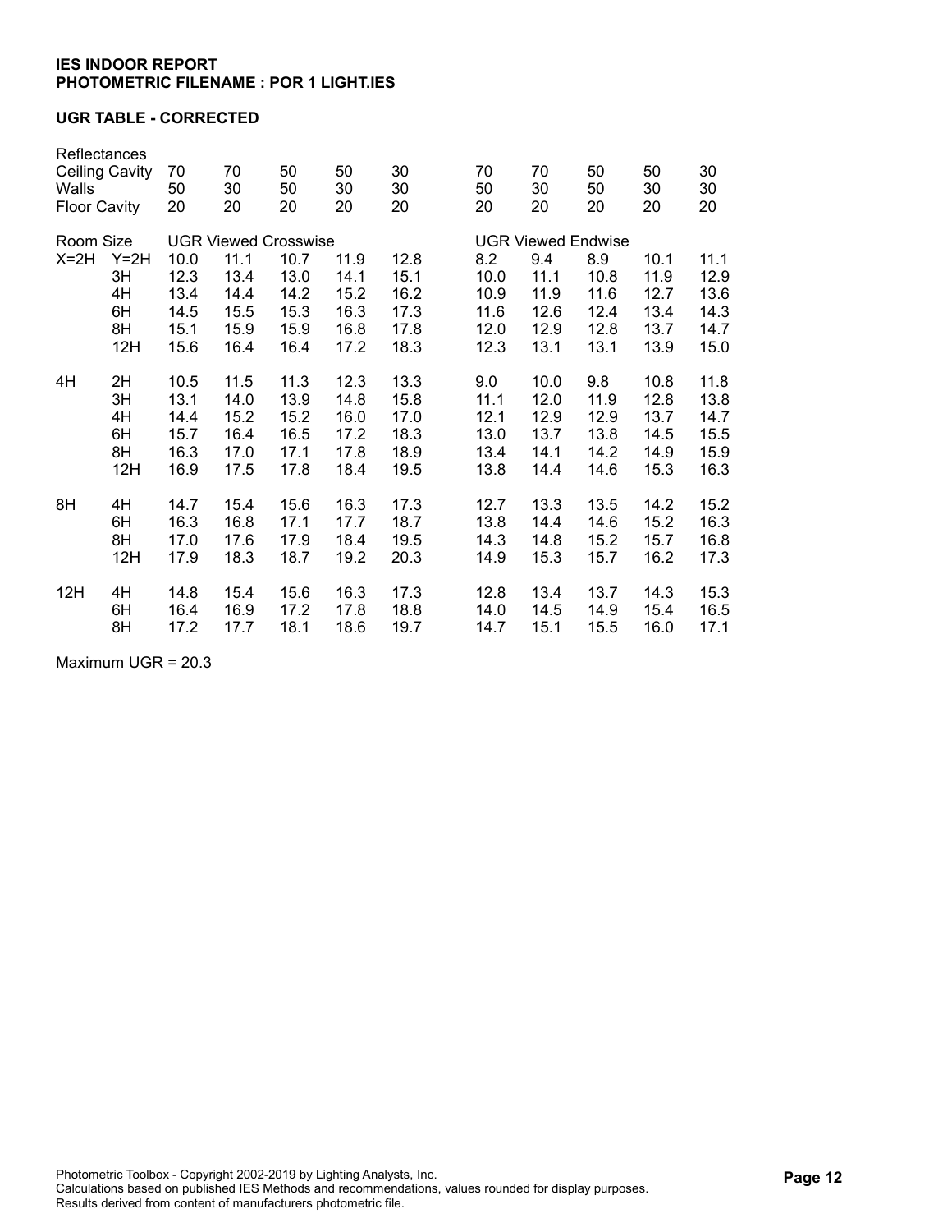**IES INDOOR REPORT**
**PHOTOMETRIC FILENAME : POR 1 LIGHT.IES**

**UGR TABLE - CORRECTED**

| Reflectances | | | | | | | | | | | |
|---|---|---|---|---|---|---|---|---|---|---|---|
| Ceiling Cavity | | 70 | 70 | 50 | 50 | 30 | 70 | 70 | 50 | 50 | 30 |
| Walls | | 50 | 30 | 50 | 30 | 30 | 50 | 30 | 50 | 30 | 30 |
| Floor Cavity | | 20 | 20 | 20 | 20 | 20 | 20 | 20 | 20 | 20 | 20 |
| Room Size | | UGR Viewed Crosswise | | | | | UGR Viewed Endwise | | | | |
| X=2H | Y=2H | 10.0 | 11.1 | 10.7 | 11.9 | 12.8 | 8.2 | 9.4 | 8.9 | 10.1 | 11.1 |
| | 3H | 12.3 | 13.4 | 13.0 | 14.1 | 15.1 | 10.0 | 11.1 | 10.8 | 11.9 | 12.9 |
| | 4H | 13.4 | 14.4 | 14.2 | 15.2 | 16.2 | 10.9 | 11.9 | 11.6 | 12.7 | 13.6 |
| | 6H | 14.5 | 15.5 | 15.3 | 16.3 | 17.3 | 11.6 | 12.6 | 12.4 | 13.4 | 14.3 |
| | 8H | 15.1 | 15.9 | 15.9 | 16.8 | 17.8 | 12.0 | 12.9 | 12.8 | 13.7 | 14.7 |
| | 12H | 15.6 | 16.4 | 16.4 | 17.2 | 18.3 | 12.3 | 13.1 | 13.1 | 13.9 | 15.0 |
| 4H | 2H | 10.5 | 11.5 | 11.3 | 12.3 | 13.3 | 9.0 | 10.0 | 9.8 | 10.8 | 11.8 |
| | 3H | 13.1 | 14.0 | 13.9 | 14.8 | 15.8 | 11.1 | 12.0 | 11.9 | 12.8 | 13.8 |
| | 4H | 14.4 | 15.2 | 15.2 | 16.0 | 17.0 | 12.1 | 12.9 | 12.9 | 13.7 | 14.7 |
| | 6H | 15.7 | 16.4 | 16.5 | 17.2 | 18.3 | 13.0 | 13.7 | 13.8 | 14.5 | 15.5 |
| | 8H | 16.3 | 17.0 | 17.1 | 17.8 | 18.9 | 13.4 | 14.1 | 14.2 | 14.9 | 15.9 |
| | 12H | 16.9 | 17.5 | 17.8 | 18.4 | 19.5 | 13.8 | 14.4 | 14.6 | 15.3 | 16.3 |
| 8H | 4H | 14.7 | 15.4 | 15.6 | 16.3 | 17.3 | 12.7 | 13.3 | 13.5 | 14.2 | 15.2 |
| | 6H | 16.3 | 16.8 | 17.1 | 17.7 | 18.7 | 13.8 | 14.4 | 14.6 | 15.2 | 16.3 |
| | 8H | 17.0 | 17.6 | 17.9 | 18.4 | 19.5 | 14.3 | 14.8 | 15.2 | 15.7 | 16.8 |
| | 12H | 17.9 | 18.3 | 18.7 | 19.2 | 20.3 | 14.9 | 15.3 | 15.7 | 16.2 | 17.3 |
| 12H | 4H | 14.8 | 15.4 | 15.6 | 16.3 | 17.3 | 12.8 | 13.4 | 13.7 | 14.3 | 15.3 |
| | 6H | 16.4 | 16.9 | 17.2 | 17.8 | 18.8 | 14.0 | 14.5 | 14.9 | 15.4 | 16.5 |
| | 8H | 17.2 | 17.7 | 18.1 | 18.6 | 19.7 | 14.7 | 15.1 | 15.5 | 16.0 | 17.1 |

Maximum UGR = 20.3

Photometric Toolbox - Copyright 2002-2019 by Lighting Analysts, Inc.
Calculations based on published IES Methods and recommendations, values rounded for display purposes.
Results derived from content of manufacturers photometric file.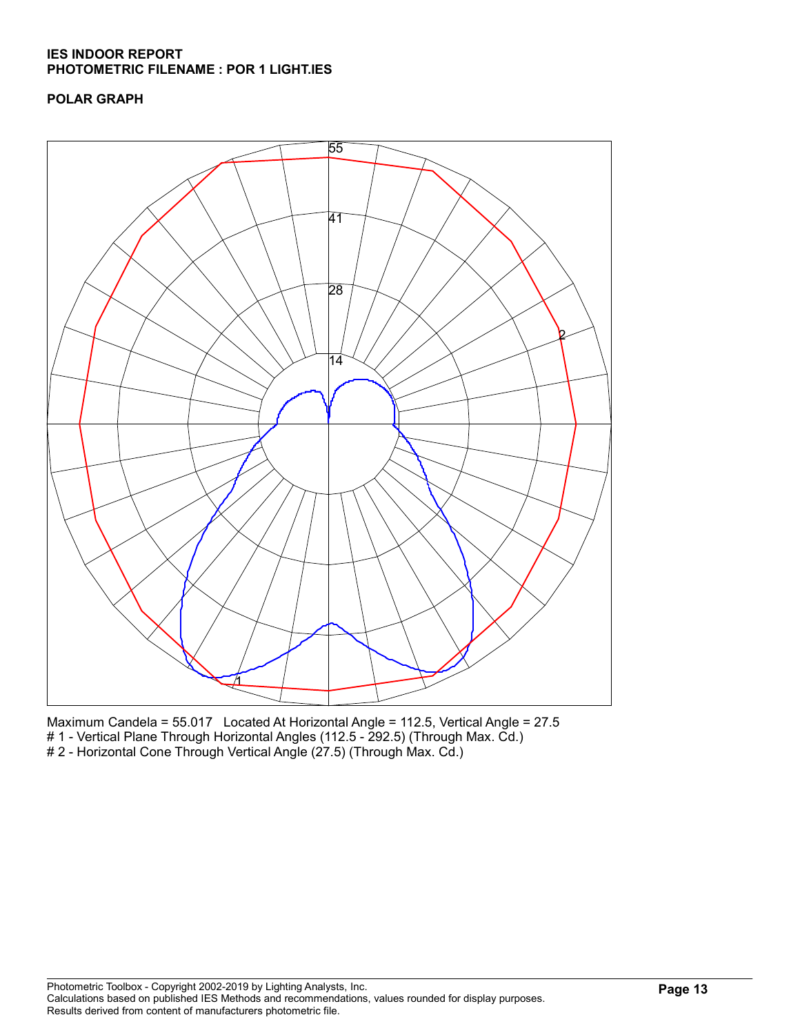**IES INDOOR REPORT**
**PHOTOMETRIC FILENAME : POR 1 LIGHT.IES**

**POLAR GRAPH**

55

41

28

14

2

1

Maximum Candela = 55.017   Located At Horizontal Angle = 112.5, Vertical Angle = 27.5
# 1 - Vertical Plane Through Horizontal Angles (112.5 - 292.5) (Through Max. Cd.)
# 2 - Horizontal Cone Through Vertical Angle (27.5) (Through Max. Cd.)

Photometric Toolbox - Copyright 2002-2019 by Lighting Analysts, Inc.
Calculations based on published IES Methods and recommendations, values rounded for display purposes.
Results derived from content of manufacturers photometric file.